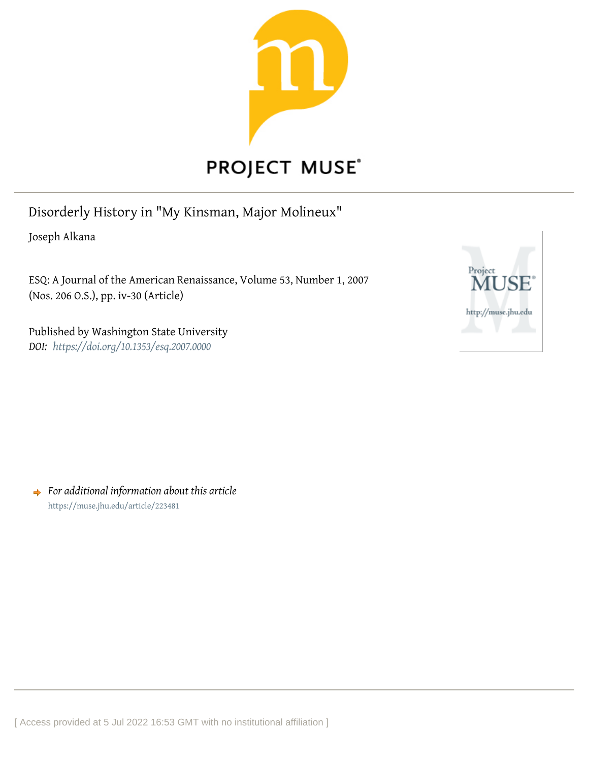# Disorderly History in "My Kinsman, Major Molineux"

Joseph Alkana

ESQ: A Journal of the American Renaissance, Volume 53, Number 1, 2007 (Nos. 206 O.S.), pp. iv-30 (Article)

Published by Washington State University

*DOI:* *https://doi.org/10.1353/esq.2007.0000*

*For additional information about this article*

https://muse.jhu.edu/article/223481

[ Access provided at 5 Jul 2022 16:53 GMT with no institutional affiliation ]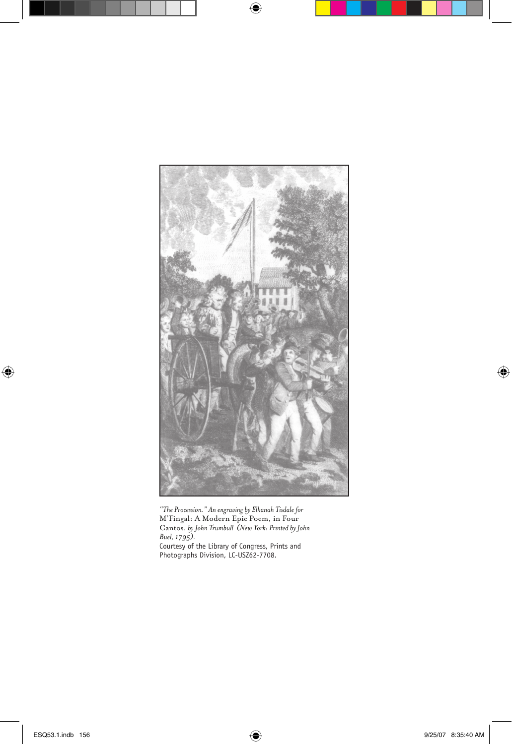*"The Procession." An engraving by Elkanah Tisdale for* M'Fingal: A Modern Epic Poem, in Four Cantos, *by John Trumbull (New York: Printed by John Buel, 1795).*
Courtesy of the Library of Congress, Prints and Photographs Division, LC-USZ62-7708.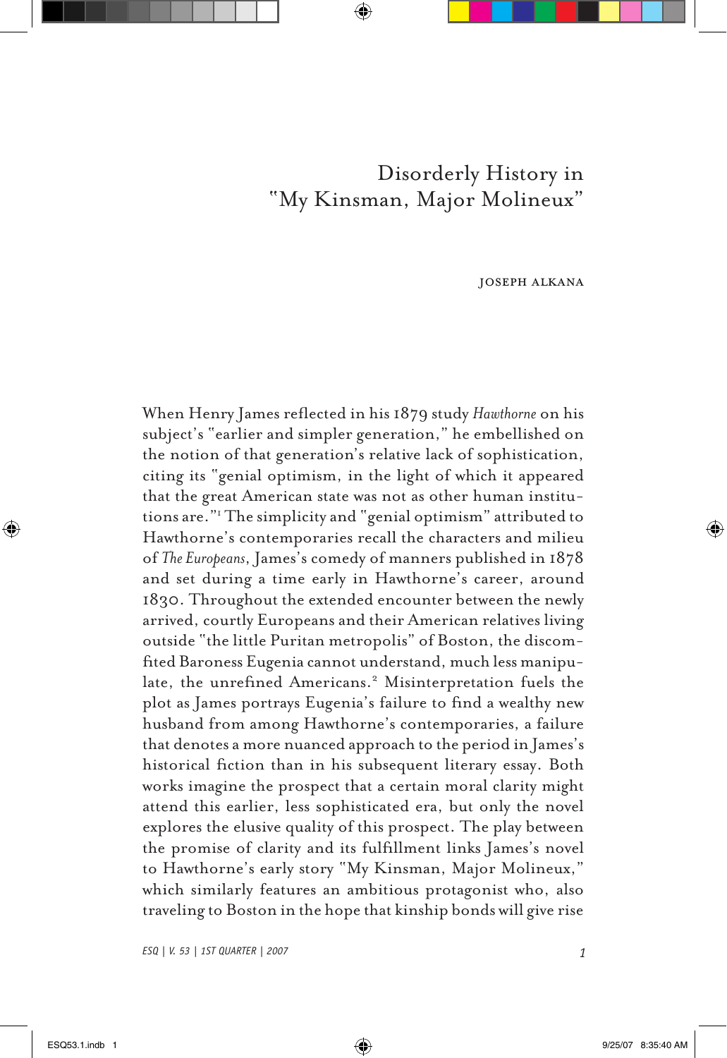# Disorderly History in "My Kinsman, Major Molineux"

JOSEPH ALKANA

When Henry James reflected in his 1879 study *Hawthorne* on his subject's "earlier and simpler generation," he embellished on the notion of that generation's relative lack of sophistication, citing its "genial optimism, in the light of which it appeared that the great American state was not as other human institutions are."[1] The simplicity and "genial optimism" attributed to Hawthorne's contemporaries recall the characters and milieu of *The Europeans*, James's comedy of manners published in 1878 and set during a time early in Hawthorne's career, around 1830. Throughout the extended encounter between the newly arrived, courtly Europeans and their American relatives living outside "the little Puritan metropolis" of Boston, the discomfited Baroness Eugenia cannot understand, much less manipulate, the unrefined Americans.[2] Misinterpretation fuels the plot as James portrays Eugenia's failure to find a wealthy new husband from among Hawthorne's contemporaries, a failure that denotes a more nuanced approach to the period in James's historical fiction than in his subsequent literary essay. Both works imagine the prospect that a certain moral clarity might attend this earlier, less sophisticated era, but only the novel explores the elusive quality of this prospect. The play between the promise of clarity and its fulfillment links James's novel to Hawthorne's early story "My Kinsman, Major Molineux," which similarly features an ambitious protagonist who, also traveling to Boston in the hope that kinship bonds will give rise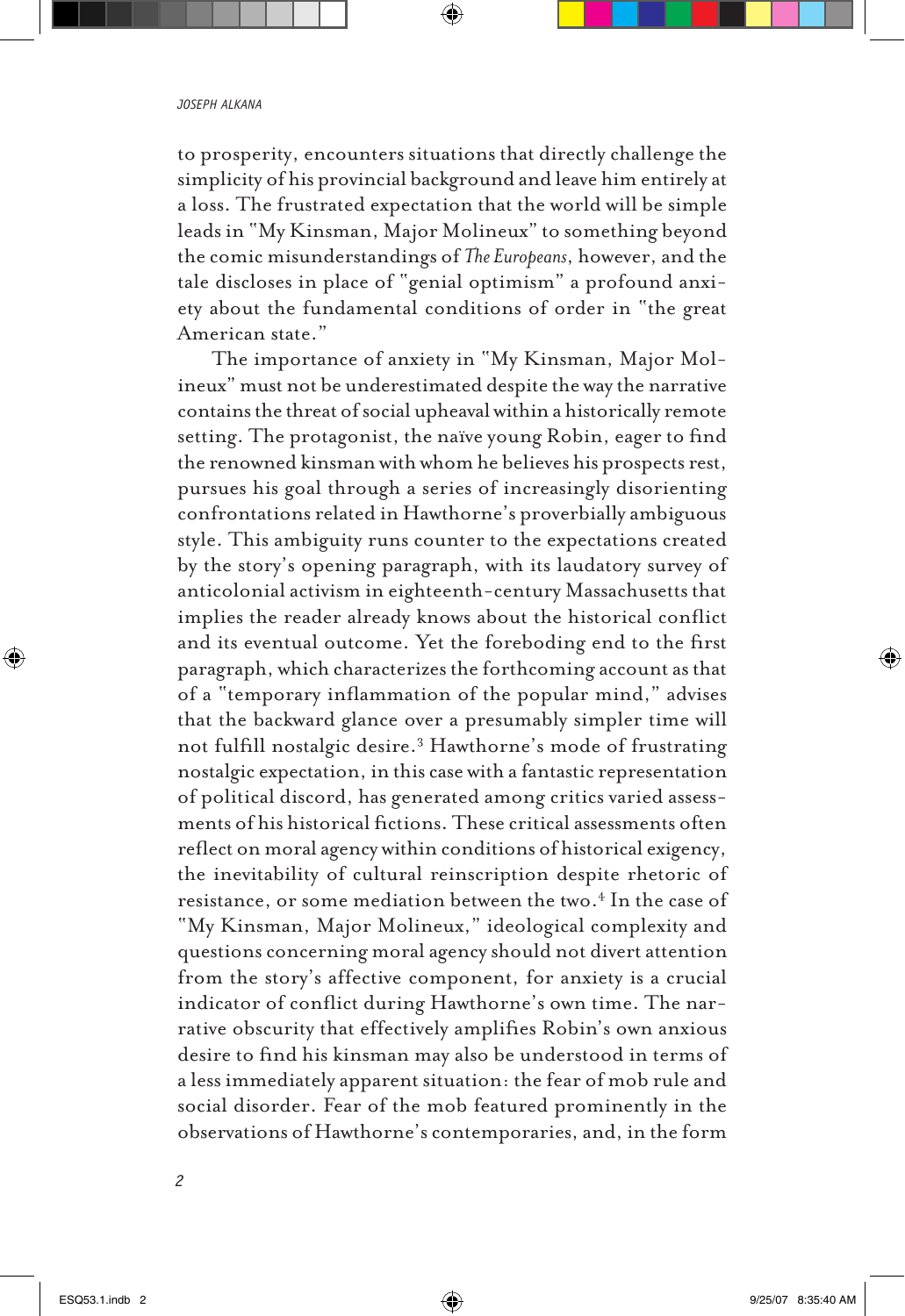to prosperity, encounters situations that directly challenge the simplicity of his provincial background and leave him entirely at a loss. The frustrated expectation that the world will be simple leads in "My Kinsman, Major Molineux" to something beyond the comic misunderstandings of *The Europeans*, however, and the tale discloses in place of "genial optimism" a profound anxiety about the fundamental conditions of order in "the great American state."

The importance of anxiety in "My Kinsman, Major Molineux" must not be underestimated despite the way the narrative contains the threat of social upheaval within a historically remote setting. The protagonist, the naïve young Robin, eager to find the renowned kinsman with whom he believes his prospects rest, pursues his goal through a series of increasingly disorienting confrontations related in Hawthorne's proverbially ambiguous style. This ambiguity runs counter to the expectations created by the story's opening paragraph, with its laudatory survey of anticolonial activism in eighteenth-century Massachusetts that implies the reader already knows about the historical conflict and its eventual outcome. Yet the foreboding end to the first paragraph, which characterizes the forthcoming account as that of a "temporary inflammation of the popular mind," advises that the backward glance over a presumably simpler time will not fulfill nostalgic desire.[3] Hawthorne's mode of frustrating nostalgic expectation, in this case with a fantastic representation of political discord, has generated among critics varied assessments of his historical fictions. These critical assessments often reflect on moral agency within conditions of historical exigency, the inevitability of cultural reinscription despite rhetoric of resistance, or some mediation between the two.[4] In the case of "My Kinsman, Major Molineux," ideological complexity and questions concerning moral agency should not divert attention from the story's affective component, for anxiety is a crucial indicator of conflict during Hawthorne's own time. The narrative obscurity that effectively amplifies Robin's own anxious desire to find his kinsman may also be understood in terms of a less immediately apparent situation: the fear of mob rule and social disorder. Fear of the mob featured prominently in the observations of Hawthorne's contemporaries, and, in the form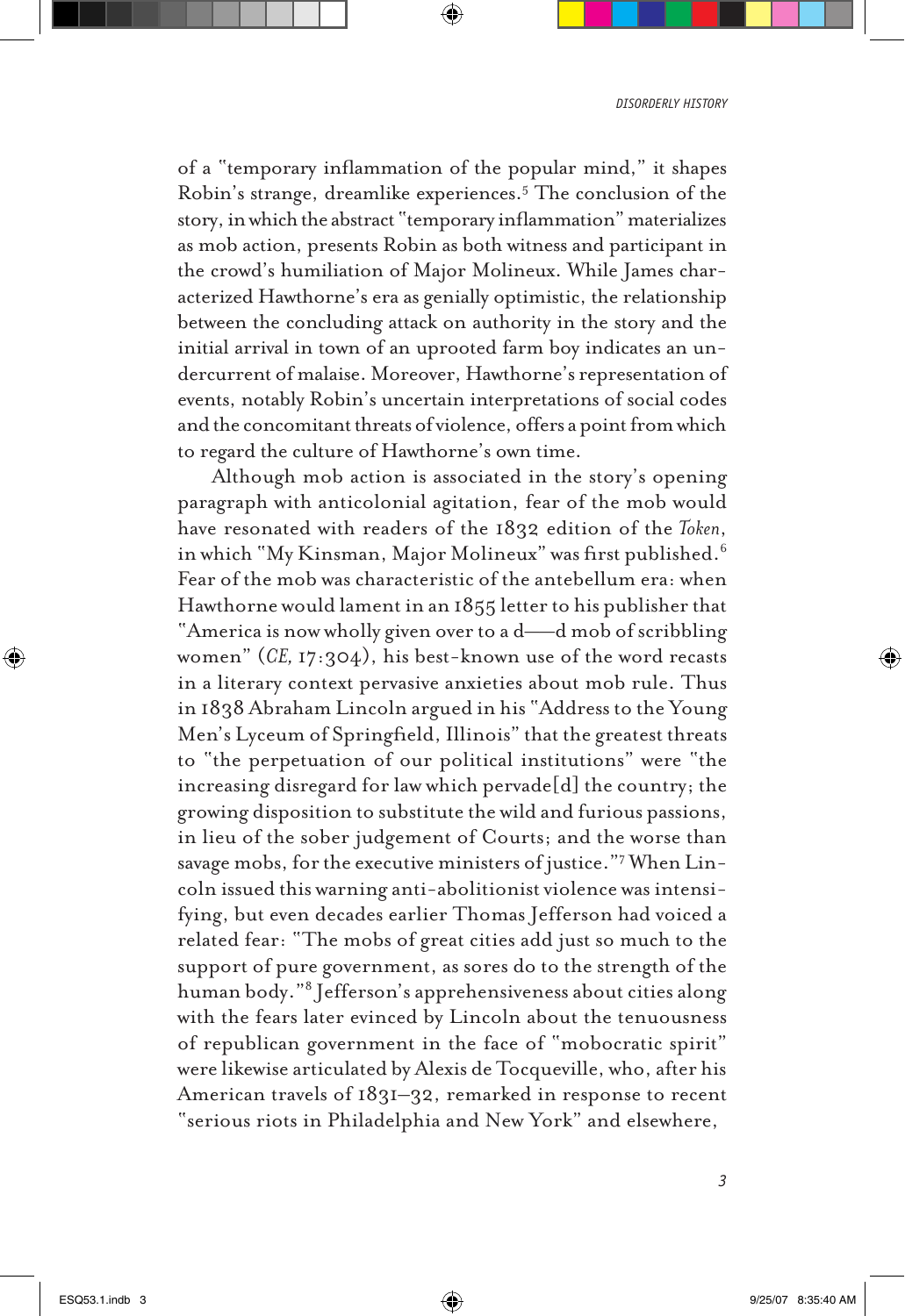of a "temporary inflammation of the popular mind," it shapes Robin's strange, dreamlike experiences.[5] The conclusion of the story, in which the abstract "temporary inflammation" materializes as mob action, presents Robin as both witness and participant in the crowd's humiliation of Major Molineux. While James characterized Hawthorne's era as genially optimistic, the relationship between the concluding attack on authority in the story and the initial arrival in town of an uprooted farm boy indicates an undercurrent of malaise. Moreover, Hawthorne's representation of events, notably Robin's uncertain interpretations of social codes and the concomitant threats of violence, offers a point from which to regard the culture of Hawthorne's own time.

Although mob action is associated in the story's opening paragraph with anticolonial agitation, fear of the mob would have resonated with readers of the 1832 edition of the *Token*, in which "My Kinsman, Major Molineux" was first published.[6] Fear of the mob was characteristic of the antebellum era: when Hawthorne would lament in an 1855 letter to his publisher that "America is now wholly given over to a d——d mob of scribbling women" (*CE,* 17:304), his best-known use of the word recasts in a literary context pervasive anxieties about mob rule. Thus in 1838 Abraham Lincoln argued in his "Address to the Young Men's Lyceum of Springfield, Illinois" that the greatest threats to "the perpetuation of our political institutions" were "the increasing disregard for law which pervade[d] the country; the growing disposition to substitute the wild and furious passions, in lieu of the sober judgement of Courts; and the worse than savage mobs, for the executive ministers of justice."[7] When Lincoln issued this warning anti-abolitionist violence was intensifying, but even decades earlier Thomas Jefferson had voiced a related fear: "The mobs of great cities add just so much to the support of pure government, as sores do to the strength of the human body."[8] Jefferson's apprehensiveness about cities along with the fears later evinced by Lincoln about the tenuousness of republican government in the face of "mobocratic spirit" were likewise articulated by Alexis de Tocqueville, who, after his American travels of 1831–32, remarked in response to recent "serious riots in Philadelphia and New York" and elsewhere,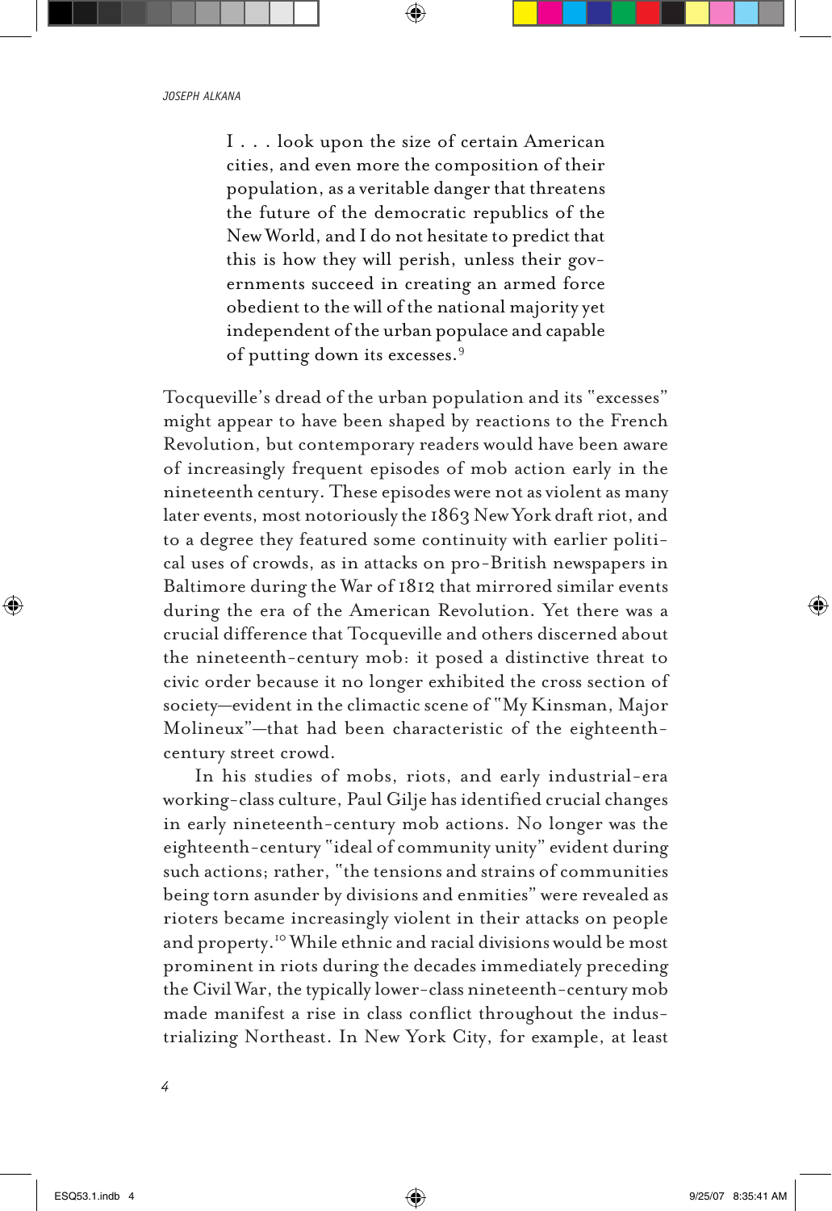> I . . . look upon the size of certain American cities, and even more the composition of their population, as a veritable danger that threatens the future of the democratic republics of the New World, and I do not hesitate to predict that this is how they will perish, unless their governments succeed in creating an armed force obedient to the will of the national majority yet independent of the urban populace and capable of putting down its excesses.[9]

Tocqueville's dread of the urban population and its "excesses" might appear to have been shaped by reactions to the French Revolution, but contemporary readers would have been aware of increasingly frequent episodes of mob action early in the nineteenth century. These episodes were not as violent as many later events, most notoriously the 1863 New York draft riot, and to a degree they featured some continuity with earlier political uses of crowds, as in attacks on pro-British newspapers in Baltimore during the War of 1812 that mirrored similar events during the era of the American Revolution. Yet there was a crucial difference that Tocqueville and others discerned about the nineteenth-century mob: it posed a distinctive threat to civic order because it no longer exhibited the cross section of society—evident in the climactic scene of "My Kinsman, Major Molineux"—that had been characteristic of the eighteenth-century street crowd.

In his studies of mobs, riots, and early industrial-era working-class culture, Paul Gilje has identified crucial changes in early nineteenth-century mob actions. No longer was the eighteenth-century "ideal of community unity" evident during such actions; rather, "the tensions and strains of communities being torn asunder by divisions and enmities" were revealed as rioters became increasingly violent in their attacks on people and property.[10] While ethnic and racial divisions would be most prominent in riots during the decades immediately preceding the Civil War, the typically lower-class nineteenth-century mob made manifest a rise in class conflict throughout the industrializing Northeast. In New York City, for example, at least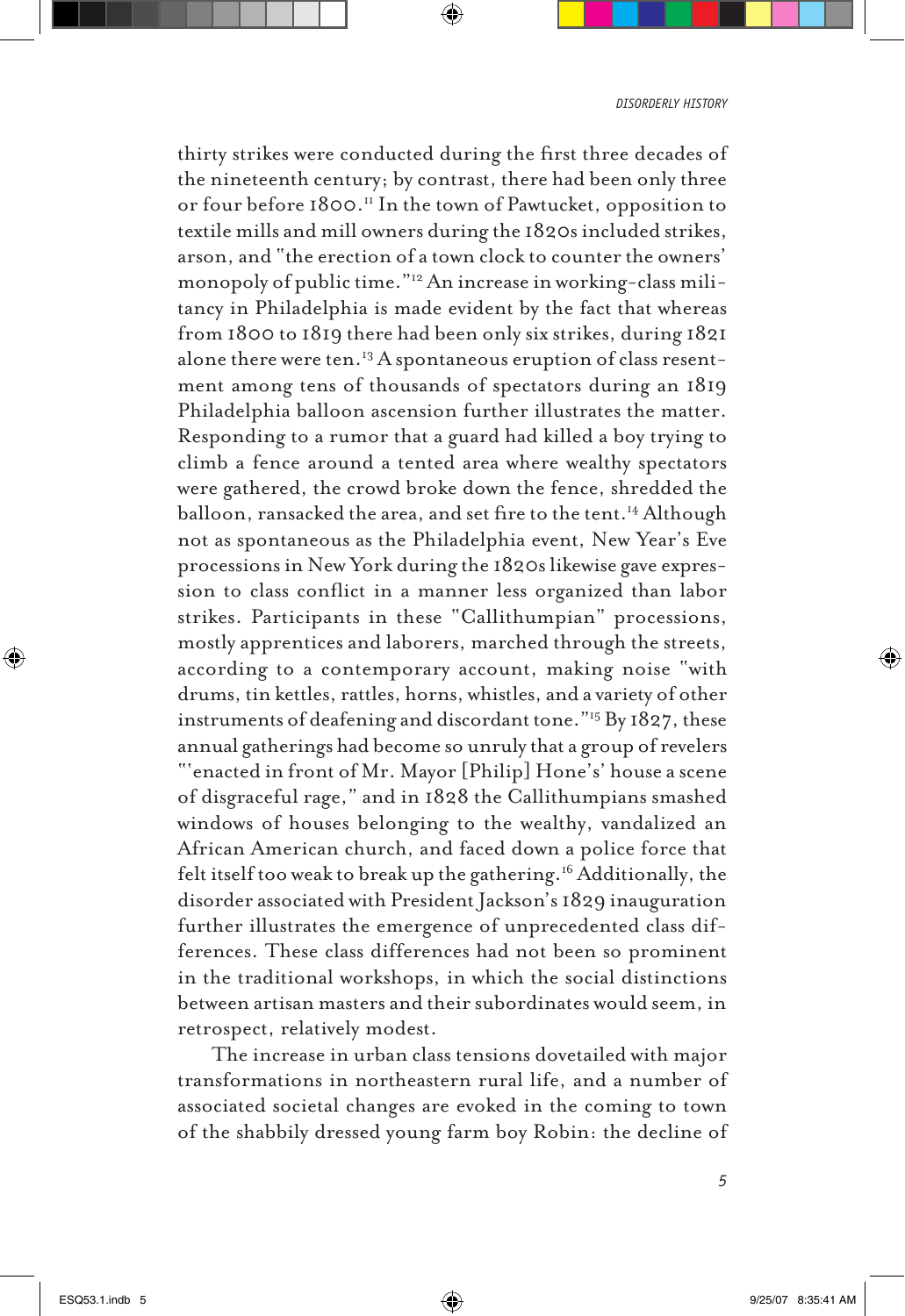thirty strikes were conducted during the first three decades of the nineteenth century; by contrast, there had been only three or four before 1800.[11] In the town of Pawtucket, opposition to textile mills and mill owners during the 1820s included strikes, arson, and "the erection of a town clock to counter the owners' monopoly of public time."[12] An increase in working-class militancy in Philadelphia is made evident by the fact that whereas from 1800 to 1819 there had been only six strikes, during 1821 alone there were ten.[13] A spontaneous eruption of class resentment among tens of thousands of spectators during an 1819 Philadelphia balloon ascension further illustrates the matter. Responding to a rumor that a guard had killed a boy trying to climb a fence around a tented area where wealthy spectators were gathered, the crowd broke down the fence, shredded the balloon, ransacked the area, and set fire to the tent.[14] Although not as spontaneous as the Philadelphia event, New Year's Eve processions in New York during the 1820s likewise gave expression to class conflict in a manner less organized than labor strikes. Participants in these "Callithumpian" processions, mostly apprentices and laborers, marched through the streets, according to a contemporary account, making noise "with drums, tin kettles, rattles, horns, whistles, and a variety of other instruments of deafening and discordant tone."[15] By 1827, these annual gatherings had become so unruly that a group of revelers "'enacted in front of Mr. Mayor [Philip] Hone's' house a scene of disgraceful rage," and in 1828 the Callithumpians smashed windows of houses belonging to the wealthy, vandalized an African American church, and faced down a police force that felt itself too weak to break up the gathering.[16] Additionally, the disorder associated with President Jackson's 1829 inauguration further illustrates the emergence of unprecedented class differences. These class differences had not been so prominent in the traditional workshops, in which the social distinctions between artisan masters and their subordinates would seem, in retrospect, relatively modest.

The increase in urban class tensions dovetailed with major transformations in northeastern rural life, and a number of associated societal changes are evoked in the coming to town of the shabbily dressed young farm boy Robin: the decline of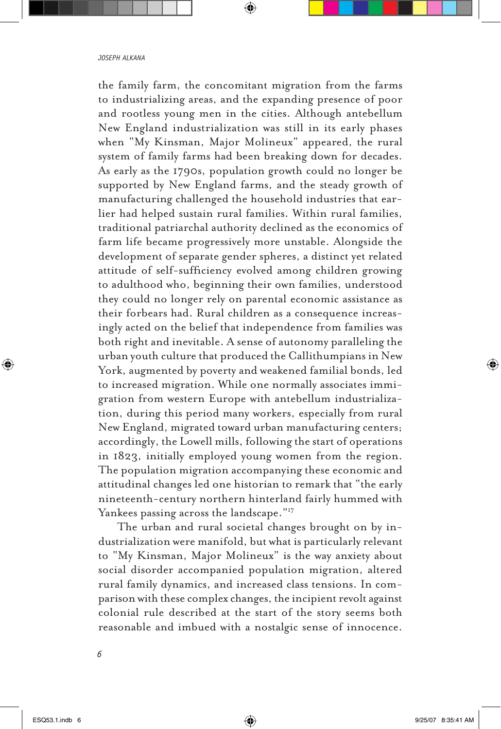the family farm, the concomitant migration from the farms to industrializing areas, and the expanding presence of poor and rootless young men in the cities. Although antebellum New England industrialization was still in its early phases when "My Kinsman, Major Molineux" appeared, the rural system of family farms had been breaking down for decades. As early as the 1790s, population growth could no longer be supported by New England farms, and the steady growth of manufacturing challenged the household industries that earlier had helped sustain rural families. Within rural families, traditional patriarchal authority declined as the economics of farm life became progressively more unstable. Alongside the development of separate gender spheres, a distinct yet related attitude of self-sufficiency evolved among children growing to adulthood who, beginning their own families, understood they could no longer rely on parental economic assistance as their forbears had. Rural children as a consequence increasingly acted on the belief that independence from families was both right and inevitable. A sense of autonomy paralleling the urban youth culture that produced the Callithumpians in New York, augmented by poverty and weakened familial bonds, led to increased migration. While one normally associates immigration from western Europe with antebellum industrialization, during this period many workers, especially from rural New England, migrated toward urban manufacturing centers; accordingly, the Lowell mills, following the start of operations in 1823, initially employed young women from the region. The population migration accompanying these economic and attitudinal changes led one historian to remark that "the early nineteenth-century northern hinterland fairly hummed with Yankees passing across the landscape."[17]

The urban and rural societal changes brought on by industrialization were manifold, but what is particularly relevant to "My Kinsman, Major Molineux" is the way anxiety about social disorder accompanied population migration, altered rural family dynamics, and increased class tensions. In comparison with these complex changes, the incipient revolt against colonial rule described at the start of the story seems both reasonable and imbued with a nostalgic sense of innocence.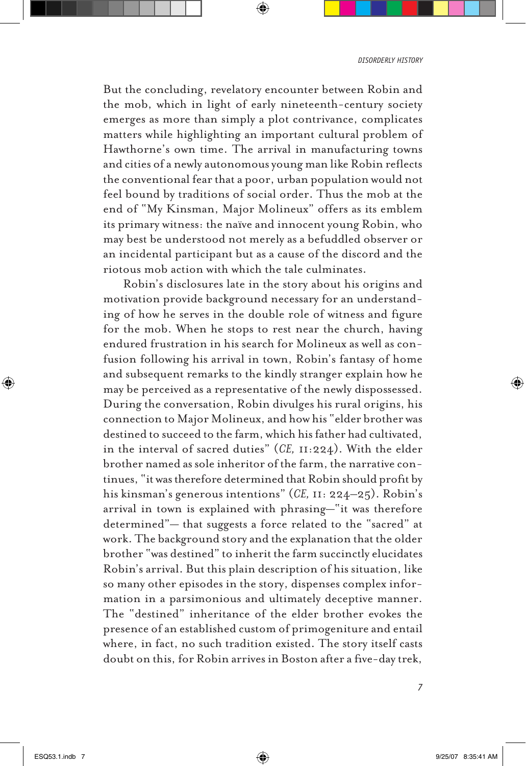But the concluding, revelatory encounter between Robin and the mob, which in light of early nineteenth-century society emerges as more than simply a plot contrivance, complicates matters while highlighting an important cultural problem of Hawthorne's own time. The arrival in manufacturing towns and cities of a newly autonomous young man like Robin reflects the conventional fear that a poor, urban population would not feel bound by traditions of social order. Thus the mob at the end of "My Kinsman, Major Molineux" offers as its emblem its primary witness: the naïve and innocent young Robin, who may best be understood not merely as a befuddled observer or an incidental participant but as a cause of the discord and the riotous mob action with which the tale culminates.

Robin's disclosures late in the story about his origins and motivation provide background necessary for an understanding of how he serves in the double role of witness and figure for the mob. When he stops to rest near the church, having endured frustration in his search for Molineux as well as confusion following his arrival in town, Robin's fantasy of home and subsequent remarks to the kindly stranger explain how he may be perceived as a representative of the newly dispossessed. During the conversation, Robin divulges his rural origins, his connection to Major Molineux, and how his "elder brother was destined to succeed to the farm, which his father had cultivated, in the interval of sacred duties" (*CE,* 11:224). With the elder brother named as sole inheritor of the farm, the narrative continues, "it was therefore determined that Robin should profit by his kinsman's generous intentions" (*CE,* 11: 224–25). Robin's arrival in town is explained with phrasing—"it was therefore determined"— that suggests a force related to the "sacred" at work. The background story and the explanation that the older brother "was destined" to inherit the farm succinctly elucidates Robin's arrival. But this plain description of his situation, like so many other episodes in the story, dispenses complex information in a parsimonious and ultimately deceptive manner. The "destined" inheritance of the elder brother evokes the presence of an established custom of primogeniture and entail where, in fact, no such tradition existed. The story itself casts doubt on this, for Robin arrives in Boston after a five-day trek,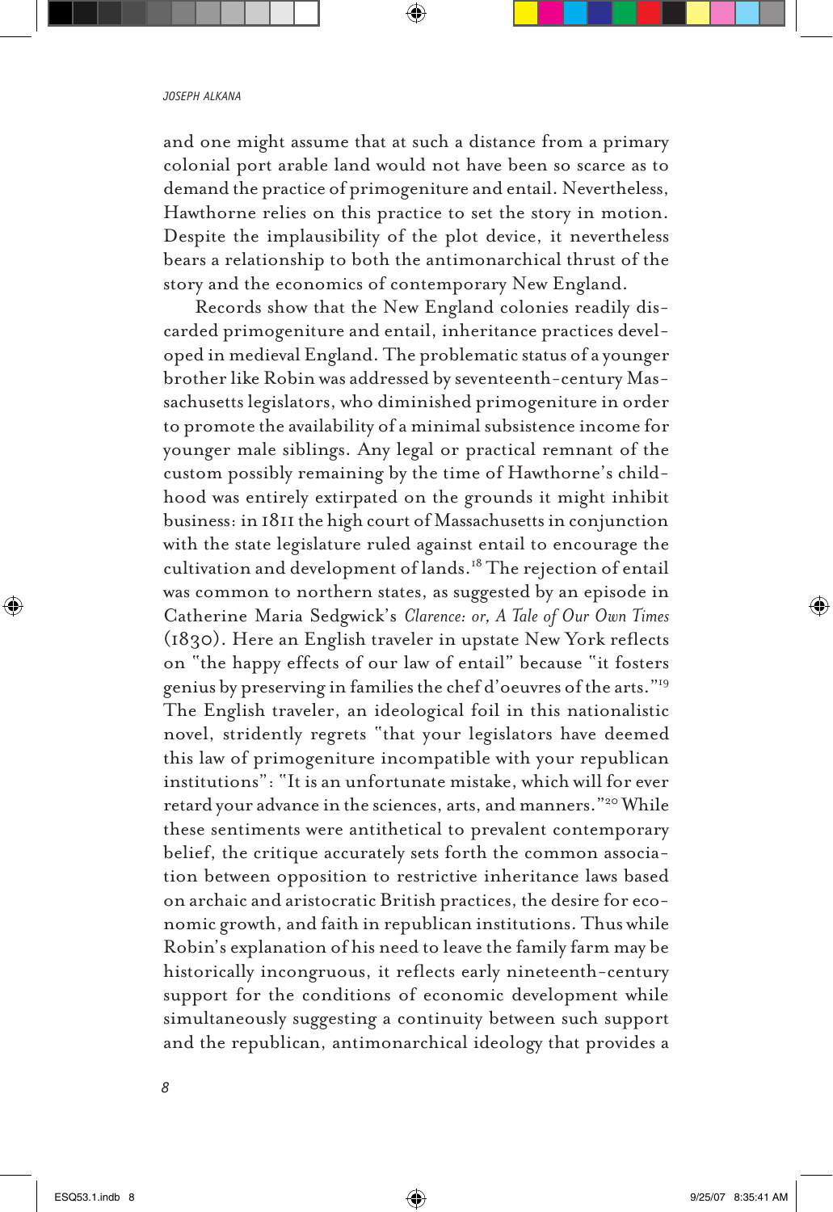and one might assume that at such a distance from a primary colonial port arable land would not have been so scarce as to demand the practice of primogeniture and entail. Nevertheless, Hawthorne relies on this practice to set the story in motion. Despite the implausibility of the plot device, it nevertheless bears a relationship to both the antimonarchical thrust of the story and the economics of contemporary New England.

Records show that the New England colonies readily discarded primogeniture and entail, inheritance practices developed in medieval England. The problematic status of a younger brother like Robin was addressed by seventeenth-century Massachusetts legislators, who diminished primogeniture in order to promote the availability of a minimal subsistence income for younger male siblings. Any legal or practical remnant of the custom possibly remaining by the time of Hawthorne's childhood was entirely extirpated on the grounds it might inhibit business: in 1811 the high court of Massachusetts in conjunction with the state legislature ruled against entail to encourage the cultivation and development of lands.[18] The rejection of entail was common to northern states, as suggested by an episode in Catherine Maria Sedgwick's *Clarence: or, A Tale of Our Own Times* (1830). Here an English traveler in upstate New York reflects on "the happy effects of our law of entail" because "it fosters genius by preserving in families the chef d'oeuvres of the arts."[19] The English traveler, an ideological foil in this nationalistic novel, stridently regrets "that your legislators have deemed this law of primogeniture incompatible with your republican institutions": "It is an unfortunate mistake, which will for ever retard your advance in the sciences, arts, and manners."[20] While these sentiments were antithetical to prevalent contemporary belief, the critique accurately sets forth the common association between opposition to restrictive inheritance laws based on archaic and aristocratic British practices, the desire for economic growth, and faith in republican institutions. Thus while Robin's explanation of his need to leave the family farm may be historically incongruous, it reflects early nineteenth-century support for the conditions of economic development while simultaneously suggesting a continuity between such support and the republican, antimonarchical ideology that provides a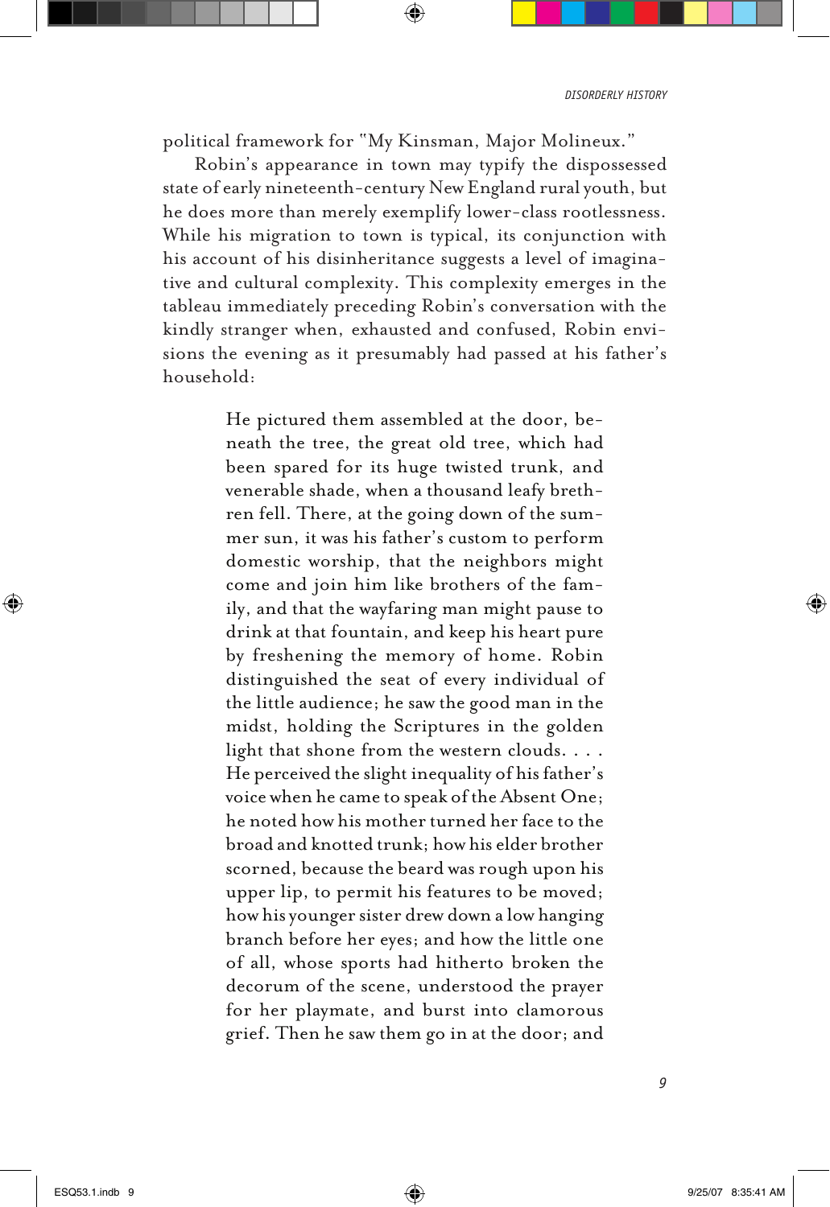political framework for "My Kinsman, Major Molineux."

Robin's appearance in town may typify the dispossessed state of early nineteenth-century New England rural youth, but he does more than merely exemplify lower-class rootlessness. While his migration to town is typical, its conjunction with his account of his disinheritance suggests a level of imaginative and cultural complexity. This complexity emerges in the tableau immediately preceding Robin's conversation with the kindly stranger when, exhausted and confused, Robin envisions the evening as it presumably had passed at his father's household:

> He pictured them assembled at the door, beneath the tree, the great old tree, which had been spared for its huge twisted trunk, and venerable shade, when a thousand leafy brethren fell. There, at the going down of the summer sun, it was his father's custom to perform domestic worship, that the neighbors might come and join him like brothers of the family, and that the wayfaring man might pause to drink at that fountain, and keep his heart pure by freshening the memory of home. Robin distinguished the seat of every individual of the little audience; he saw the good man in the midst, holding the Scriptures in the golden light that shone from the western clouds. . . . He perceived the slight inequality of his father's voice when he came to speak of the Absent One; he noted how his mother turned her face to the broad and knotted trunk; how his elder brother scorned, because the beard was rough upon his upper lip, to permit his features to be moved; how his younger sister drew down a low hanging branch before her eyes; and how the little one of all, whose sports had hitherto broken the decorum of the scene, understood the prayer for her playmate, and burst into clamorous grief. Then he saw them go in at the door; and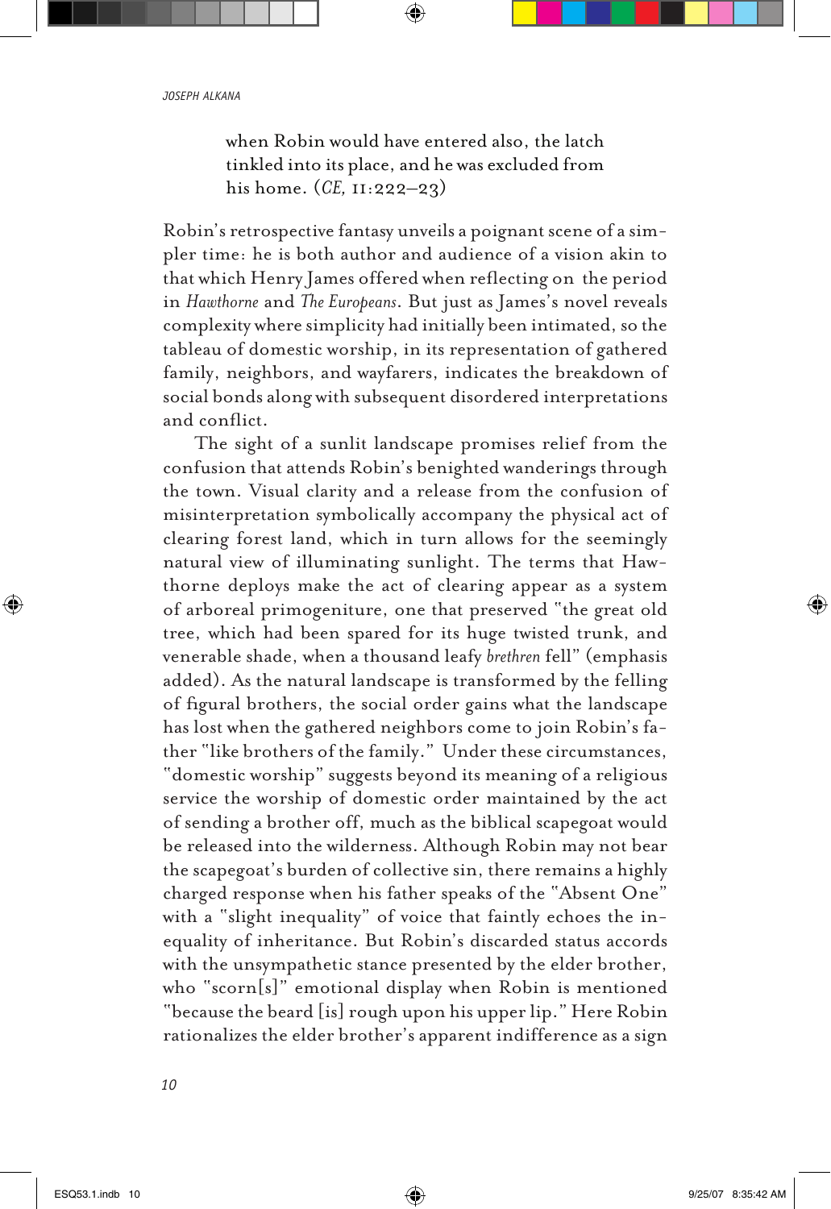> when Robin would have entered also, the latch tinkled into its place, and he was excluded from his home. (*CE,* 11:222–23)

Robin's retrospective fantasy unveils a poignant scene of a simpler time: he is both author and audience of a vision akin to that which Henry James offered when reflecting on the period in *Hawthorne* and *The Europeans*. But just as James's novel reveals complexity where simplicity had initially been intimated, so the tableau of domestic worship, in its representation of gathered family, neighbors, and wayfarers, indicates the breakdown of social bonds along with subsequent disordered interpretations and conflict.

The sight of a sunlit landscape promises relief from the confusion that attends Robin's benighted wanderings through the town. Visual clarity and a release from the confusion of misinterpretation symbolically accompany the physical act of clearing forest land, which in turn allows for the seemingly natural view of illuminating sunlight. The terms that Hawthorne deploys make the act of clearing appear as a system of arboreal primogeniture, one that preserved "the great old tree, which had been spared for its huge twisted trunk, and venerable shade, when a thousand leafy *brethren* fell" (emphasis added). As the natural landscape is transformed by the felling of figural brothers, the social order gains what the landscape has lost when the gathered neighbors come to join Robin's father "like brothers of the family." Under these circumstances, "domestic worship" suggests beyond its meaning of a religious service the worship of domestic order maintained by the act of sending a brother off, much as the biblical scapegoat would be released into the wilderness. Although Robin may not bear the scapegoat's burden of collective sin, there remains a highly charged response when his father speaks of the "Absent One" with a "slight inequality" of voice that faintly echoes the inequality of inheritance. But Robin's discarded status accords with the unsympathetic stance presented by the elder brother, who "scorn[s]" emotional display when Robin is mentioned "because the beard [is] rough upon his upper lip." Here Robin rationalizes the elder brother's apparent indifference as a sign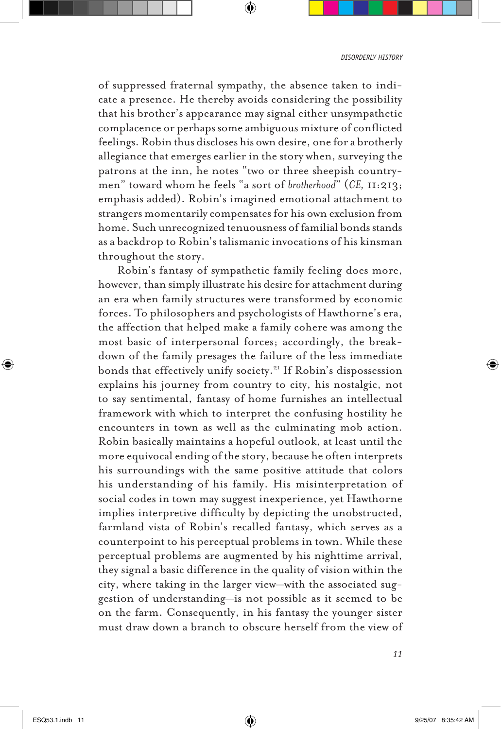of suppressed fraternal sympathy, the absence taken to indicate a presence. He thereby avoids considering the possibility that his brother's appearance may signal either unsympathetic complacence or perhaps some ambiguous mixture of conflicted feelings. Robin thus discloses his own desire, one for a brotherly allegiance that emerges earlier in the story when, surveying the patrons at the inn, he notes "two or three sheepish countrymen" toward whom he feels "a sort of *brotherhood*" (*CE,* 11:213; emphasis added). Robin's imagined emotional attachment to strangers momentarily compensates for his own exclusion from home. Such unrecognized tenuousness of familial bonds stands as a backdrop to Robin's talismanic invocations of his kinsman throughout the story.

Robin's fantasy of sympathetic family feeling does more, however, than simply illustrate his desire for attachment during an era when family structures were transformed by economic forces. To philosophers and psychologists of Hawthorne's era, the affection that helped make a family cohere was among the most basic of interpersonal forces; accordingly, the breakdown of the family presages the failure of the less immediate bonds that effectively unify society.[21] If Robin's dispossession explains his journey from country to city, his nostalgic, not to say sentimental, fantasy of home furnishes an intellectual framework with which to interpret the confusing hostility he encounters in town as well as the culminating mob action. Robin basically maintains a hopeful outlook, at least until the more equivocal ending of the story, because he often interprets his surroundings with the same positive attitude that colors his understanding of his family. His misinterpretation of social codes in town may suggest inexperience, yet Hawthorne implies interpretive difficulty by depicting the unobstructed, farmland vista of Robin's recalled fantasy, which serves as a counterpoint to his perceptual problems in town. While these perceptual problems are augmented by his nighttime arrival, they signal a basic difference in the quality of vision within the city, where taking in the larger view—with the associated suggestion of understanding—is not possible as it seemed to be on the farm. Consequently, in his fantasy the younger sister must draw down a branch to obscure herself from the view of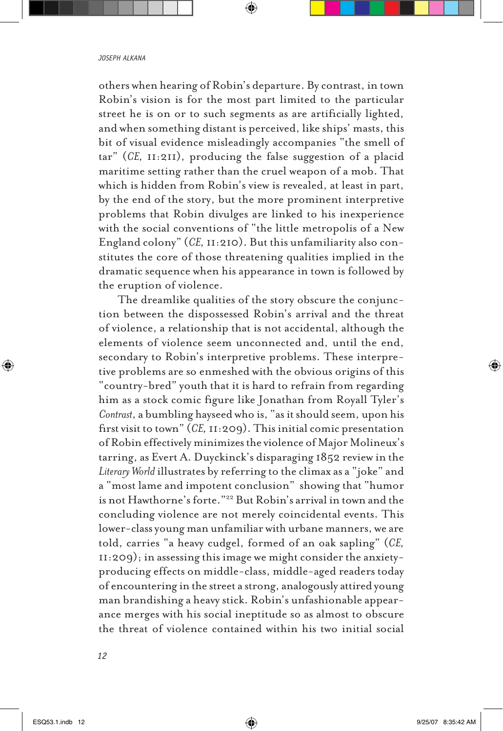others when hearing of Robin's departure. By contrast, in town Robin's vision is for the most part limited to the particular street he is on or to such segments as are artificially lighted, and when something distant is perceived, like ships' masts, this bit of visual evidence misleadingly accompanies "the smell of tar" (*CE,* 11:211), producing the false suggestion of a placid maritime setting rather than the cruel weapon of a mob. That which is hidden from Robin's view is revealed, at least in part, by the end of the story, but the more prominent interpretive problems that Robin divulges are linked to his inexperience with the social conventions of "the little metropolis of a New England colony" (*CE,* 11:210). But this unfamiliarity also constitutes the core of those threatening qualities implied in the dramatic sequence when his appearance in town is followed by the eruption of violence.

The dreamlike qualities of the story obscure the conjunction between the dispossessed Robin's arrival and the threat of violence, a relationship that is not accidental, although the elements of violence seem unconnected and, until the end, secondary to Robin's interpretive problems. These interpretive problems are so enmeshed with the obvious origins of this "country-bred" youth that it is hard to refrain from regarding him as a stock comic figure like Jonathan from Royall Tyler's *Contrast*, a bumbling hayseed who is, "as it should seem, upon his first visit to town" (*CE,* 11:209). This initial comic presentation of Robin effectively minimizes the violence of Major Molineux's tarring, as Evert A. Duyckinck's disparaging 1852 review in the *Literary World* illustrates by referring to the climax as a "joke" and a "most lame and impotent conclusion" showing that "humor is not Hawthorne's forte."[22] But Robin's arrival in town and the concluding violence are not merely coincidental events. This lower-class young man unfamiliar with urbane manners, we are told, carries "a heavy cudgel, formed of an oak sapling" (*CE,* 11:209); in assessing this image we might consider the anxiety-producing effects on middle-class, middle-aged readers today of encountering in the street a strong, analogously attired young man brandishing a heavy stick. Robin's unfashionable appearance merges with his social ineptitude so as almost to obscure the threat of violence contained within his two initial social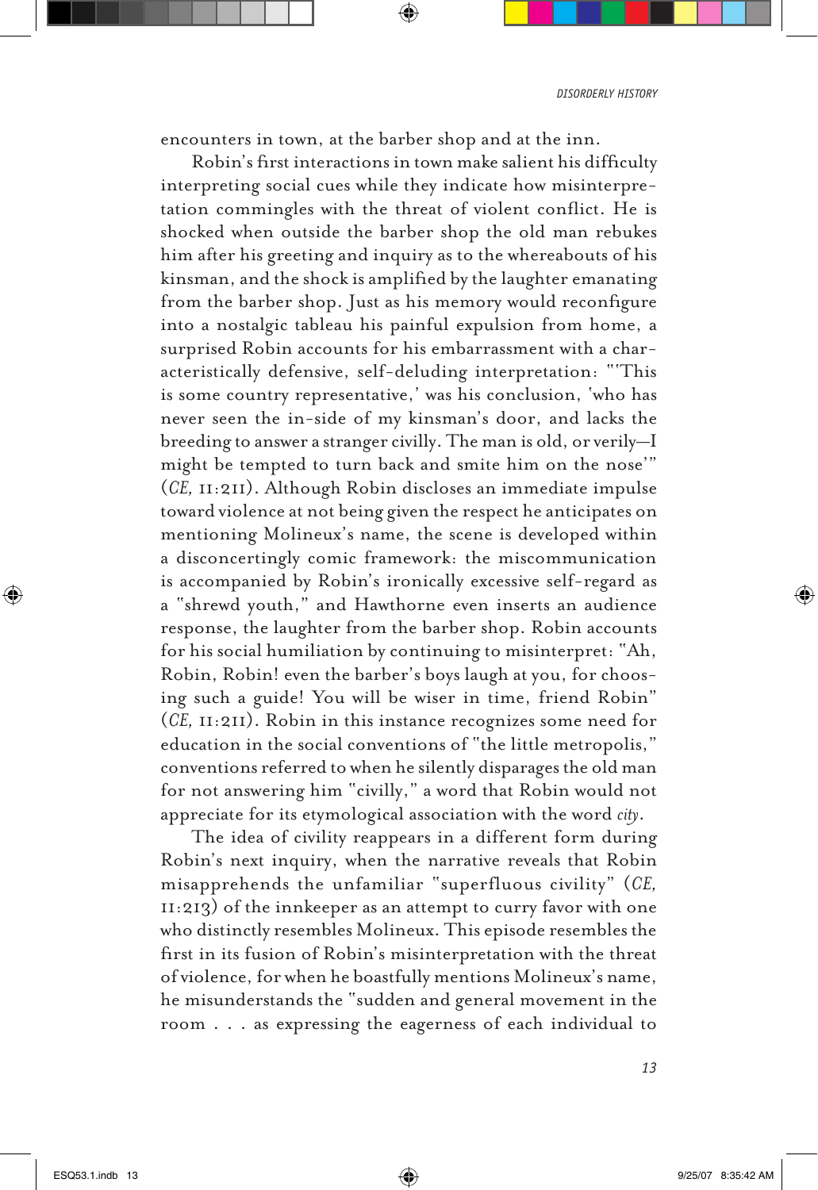encounters in town, at the barber shop and at the inn.

Robin's first interactions in town make salient his difficulty interpreting social cues while they indicate how misinterpretation commingles with the threat of violent conflict. He is shocked when outside the barber shop the old man rebukes him after his greeting and inquiry as to the whereabouts of his kinsman, and the shock is amplified by the laughter emanating from the barber shop. Just as his memory would reconfigure into a nostalgic tableau his painful expulsion from home, a surprised Robin accounts for his embarrassment with a characteristically defensive, self-deluding interpretation: "'This is some country representative,' was his conclusion, 'who has never seen the in-side of my kinsman's door, and lacks the breeding to answer a stranger civilly. The man is old, or verily—I might be tempted to turn back and smite him on the nose'" (*CE,* II:211). Although Robin discloses an immediate impulse toward violence at not being given the respect he anticipates on mentioning Molineux's name, the scene is developed within a disconcertingly comic framework: the miscommunication is accompanied by Robin's ironically excessive self-regard as a "shrewd youth," and Hawthorne even inserts an audience response, the laughter from the barber shop. Robin accounts for his social humiliation by continuing to misinterpret: "Ah, Robin, Robin! even the barber's boys laugh at you, for choosing such a guide! You will be wiser in time, friend Robin" (*CE,* II:211). Robin in this instance recognizes some need for education in the social conventions of "the little metropolis," conventions referred to when he silently disparages the old man for not answering him "civilly," a word that Robin would not appreciate for its etymological association with the word *city*.

The idea of civility reappears in a different form during Robin's next inquiry, when the narrative reveals that Robin misapprehends the unfamiliar "superfluous civility" (*CE,* II:213) of the innkeeper as an attempt to curry favor with one who distinctly resembles Molineux. This episode resembles the first in its fusion of Robin's misinterpretation with the threat of violence, for when he boastfully mentions Molineux's name, he misunderstands the "sudden and general movement in the room . . . as expressing the eagerness of each individual to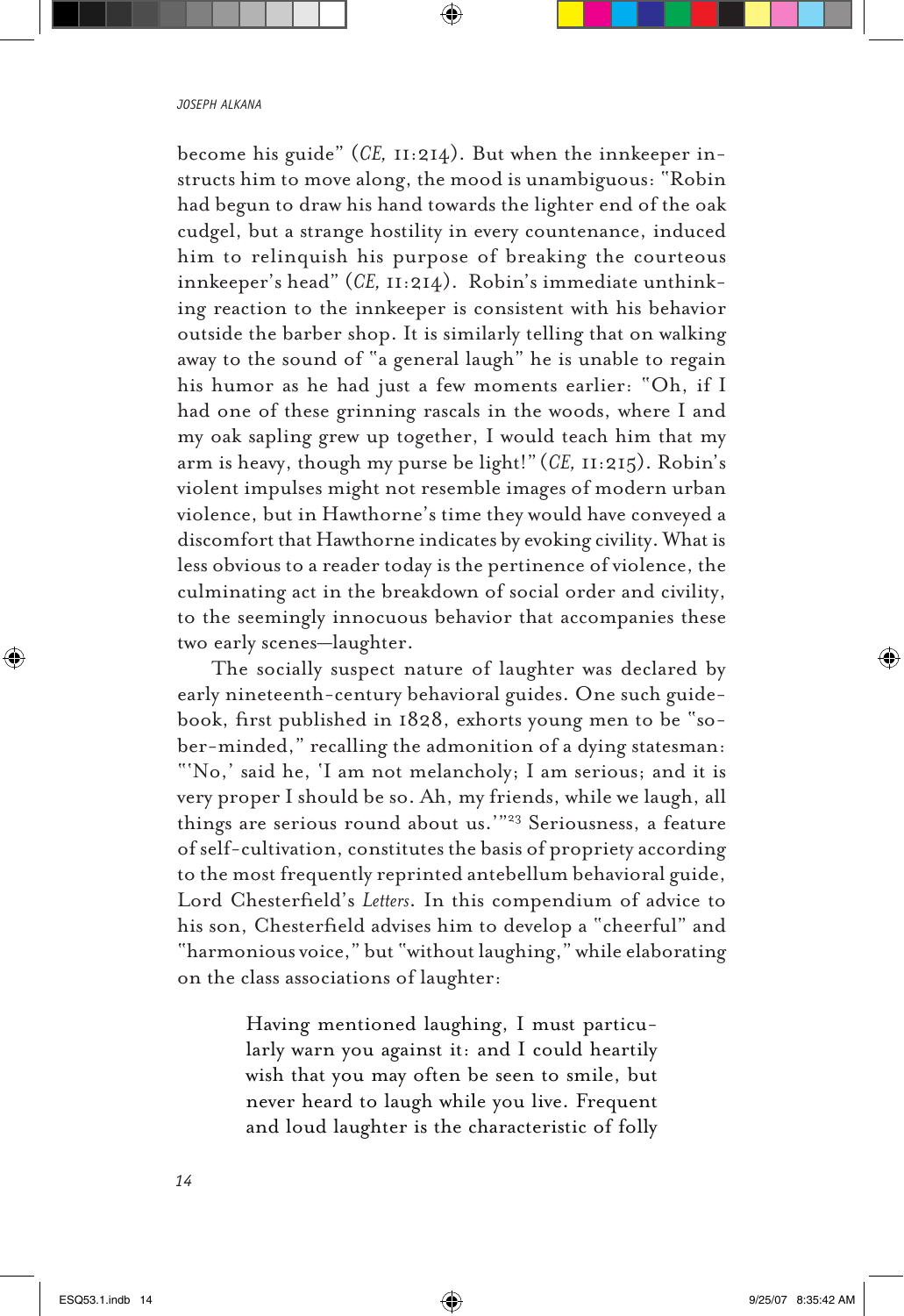become his guide" (*CE,* 11:214). But when the innkeeper instructs him to move along, the mood is unambiguous: "Robin had begun to draw his hand towards the lighter end of the oak cudgel, but a strange hostility in every countenance, induced him to relinquish his purpose of breaking the courteous innkeeper's head" (*CE,* 11:214). Robin's immediate unthinking reaction to the innkeeper is consistent with his behavior outside the barber shop. It is similarly telling that on walking away to the sound of "a general laugh" he is unable to regain his humor as he had just a few moments earlier: "Oh, if I had one of these grinning rascals in the woods, where I and my oak sapling grew up together, I would teach him that my arm is heavy, though my purse be light!" (*CE,* 11:215). Robin's violent impulses might not resemble images of modern urban violence, but in Hawthorne's time they would have conveyed a discomfort that Hawthorne indicates by evoking civility. What is less obvious to a reader today is the pertinence of violence, the culminating act in the breakdown of social order and civility, to the seemingly innocuous behavior that accompanies these two early scenes—laughter.

The socially suspect nature of laughter was declared by early nineteenth-century behavioral guides. One such guidebook, first published in 1828, exhorts young men to be "sober-minded," recalling the admonition of a dying statesman: "'No,' said he, 'I am not melancholy; I am serious; and it is very proper I should be so. Ah, my friends, while we laugh, all things are serious round about us.'"[23] Seriousness, a feature of self-cultivation, constitutes the basis of propriety according to the most frequently reprinted antebellum behavioral guide, Lord Chesterfield's *Letters*. In this compendium of advice to his son, Chesterfield advises him to develop a "cheerful" and "harmonious voice," but "without laughing," while elaborating on the class associations of laughter:

> Having mentioned laughing, I must particularly warn you against it: and I could heartily wish that you may often be seen to smile, but never heard to laugh while you live. Frequent and loud laughter is the characteristic of folly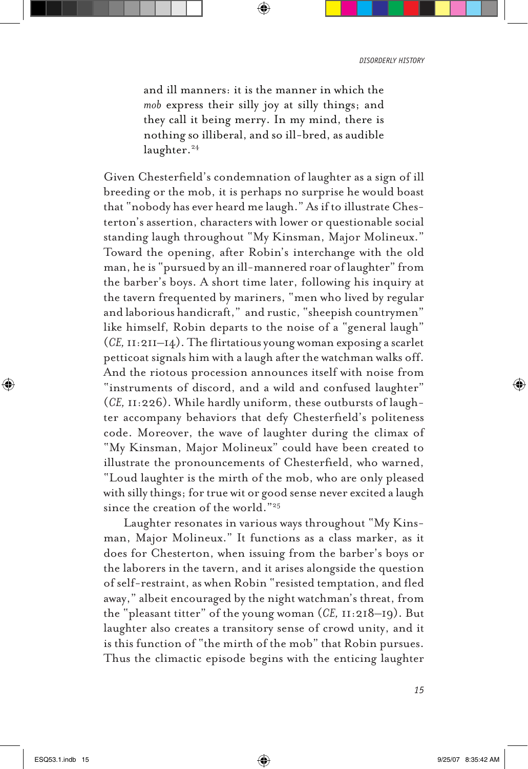> and ill manners: it is the manner in which the *mob* express their silly joy at silly things; and they call it being merry. In my mind, there is nothing so illiberal, and so ill-bred, as audible laughter.[24]

Given Chesterfield's condemnation of laughter as a sign of ill breeding or the mob, it is perhaps no surprise he would boast that "nobody has ever heard me laugh." As if to illustrate Chesterton's assertion, characters with lower or questionable social standing laugh throughout "My Kinsman, Major Molineux." Toward the opening, after Robin's interchange with the old man, he is "pursued by an ill-mannered roar of laughter" from the barber's boys. A short time later, following his inquiry at the tavern frequented by mariners, "men who lived by regular and laborious handicraft," and rustic, "sheepish countrymen" like himself, Robin departs to the noise of a "general laugh" (*CE,* 11:211–14). The flirtatious young woman exposing a scarlet petticoat signals him with a laugh after the watchman walks off. And the riotous procession announces itself with noise from "instruments of discord, and a wild and confused laughter" (*CE,* 11:226). While hardly uniform, these outbursts of laughter accompany behaviors that defy Chesterfield's politeness code. Moreover, the wave of laughter during the climax of "My Kinsman, Major Molineux" could have been created to illustrate the pronouncements of Chesterfield, who warned, "Loud laughter is the mirth of the mob, who are only pleased with silly things; for true wit or good sense never excited a laugh since the creation of the world."[25]

Laughter resonates in various ways throughout "My Kinsman, Major Molineux." It functions as a class marker, as it does for Chesterton, when issuing from the barber's boys or the laborers in the tavern, and it arises alongside the question of self-restraint, as when Robin "resisted temptation, and fled away," albeit encouraged by the night watchman's threat, from the "pleasant titter" of the young woman (*CE,* 11:218–19). But laughter also creates a transitory sense of crowd unity, and it is this function of "the mirth of the mob" that Robin pursues. Thus the climactic episode begins with the enticing laughter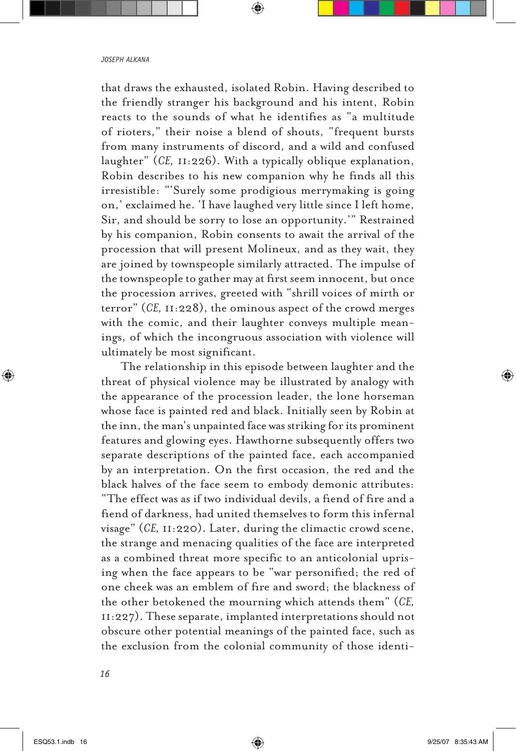that draws the exhausted, isolated Robin. Having described to the friendly stranger his background and his intent, Robin reacts to the sounds of what he identifies as "a multitude of rioters," their noise a blend of shouts, "frequent bursts from many instruments of discord, and a wild and confused laughter" (*CE,* II:226). With a typically oblique explanation, Robin describes to his new companion why he finds all this irresistible: "'Surely some prodigious merrymaking is going on,' exclaimed he. 'I have laughed very little since I left home, Sir, and should be sorry to lose an opportunity.'" Restrained by his companion, Robin consents to await the arrival of the procession that will present Molineux, and as they wait, they are joined by townspeople similarly attracted. The impulse of the townspeople to gather may at first seem innocent, but once the procession arrives, greeted with "shrill voices of mirth or terror" (*CE,* II:228), the ominous aspect of the crowd merges with the comic, and their laughter conveys multiple meanings, of which the incongruous association with violence will ultimately be most significant.

The relationship in this episode between laughter and the threat of physical violence may be illustrated by analogy with the appearance of the procession leader, the lone horseman whose face is painted red and black. Initially seen by Robin at the inn, the man's unpainted face was striking for its prominent features and glowing eyes. Hawthorne subsequently offers two separate descriptions of the painted face, each accompanied by an interpretation. On the first occasion, the red and the black halves of the face seem to embody demonic attributes: "The effect was as if two individual devils, a fiend of fire and a fiend of darkness, had united themselves to form this infernal visage" (*CE,* II:220). Later, during the climactic crowd scene, the strange and menacing qualities of the face are interpreted as a combined threat more specific to an anticolonial uprising when the face appears to be "war personified; the red of one cheek was an emblem of fire and sword; the blackness of the other betokened the mourning which attends them" (*CE,* II:227). These separate, implanted interpretations should not obscure other potential meanings of the painted face, such as the exclusion from the colonial community of those identi-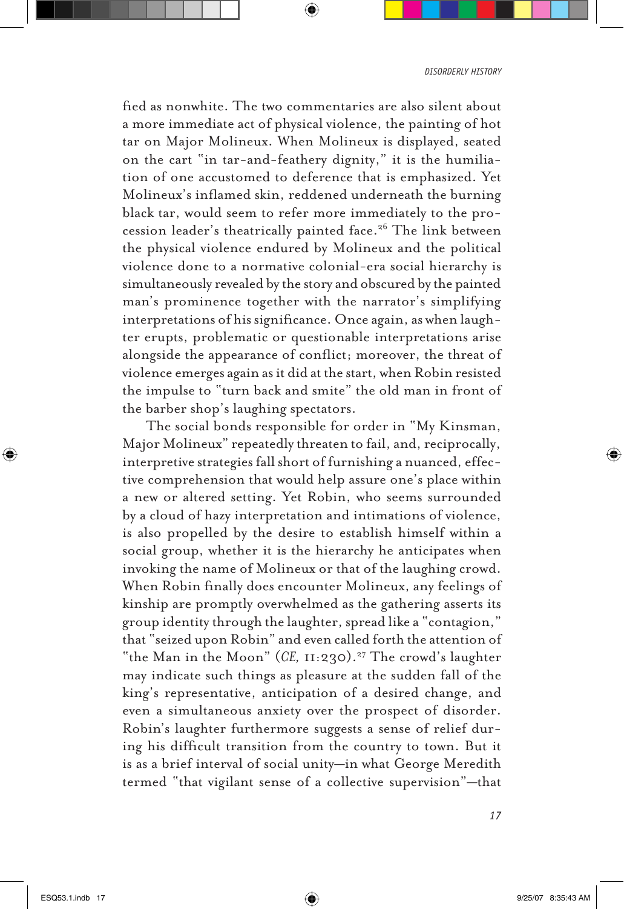fied as nonwhite. The two commentaries are also silent about a more immediate act of physical violence, the painting of hot tar on Major Molineux. When Molineux is displayed, seated on the cart "in tar-and-feathery dignity," it is the humiliation of one accustomed to deference that is emphasized. Yet Molineux's inflamed skin, reddened underneath the burning black tar, would seem to refer more immediately to the procession leader's theatrically painted face.[26] The link between the physical violence endured by Molineux and the political violence done to a normative colonial-era social hierarchy is simultaneously revealed by the story and obscured by the painted man's prominence together with the narrator's simplifying interpretations of his significance. Once again, as when laughter erupts, problematic or questionable interpretations arise alongside the appearance of conflict; moreover, the threat of violence emerges again as it did at the start, when Robin resisted the impulse to "turn back and smite" the old man in front of the barber shop's laughing spectators.

The social bonds responsible for order in "My Kinsman, Major Molineux" repeatedly threaten to fail, and, reciprocally, interpretive strategies fall short of furnishing a nuanced, effective comprehension that would help assure one's place within a new or altered setting. Yet Robin, who seems surrounded by a cloud of hazy interpretation and intimations of violence, is also propelled by the desire to establish himself within a social group, whether it is the hierarchy he anticipates when invoking the name of Molineux or that of the laughing crowd. When Robin finally does encounter Molineux, any feelings of kinship are promptly overwhelmed as the gathering asserts its group identity through the laughter, spread like a "contagion," that "seized upon Robin" and even called forth the attention of "the Man in the Moon" (*CE,* II:230).[27] The crowd's laughter may indicate such things as pleasure at the sudden fall of the king's representative, anticipation of a desired change, and even a simultaneous anxiety over the prospect of disorder. Robin's laughter furthermore suggests a sense of relief during his difficult transition from the country to town. But it is as a brief interval of social unity—in what George Meredith termed "that vigilant sense of a collective supervision"—that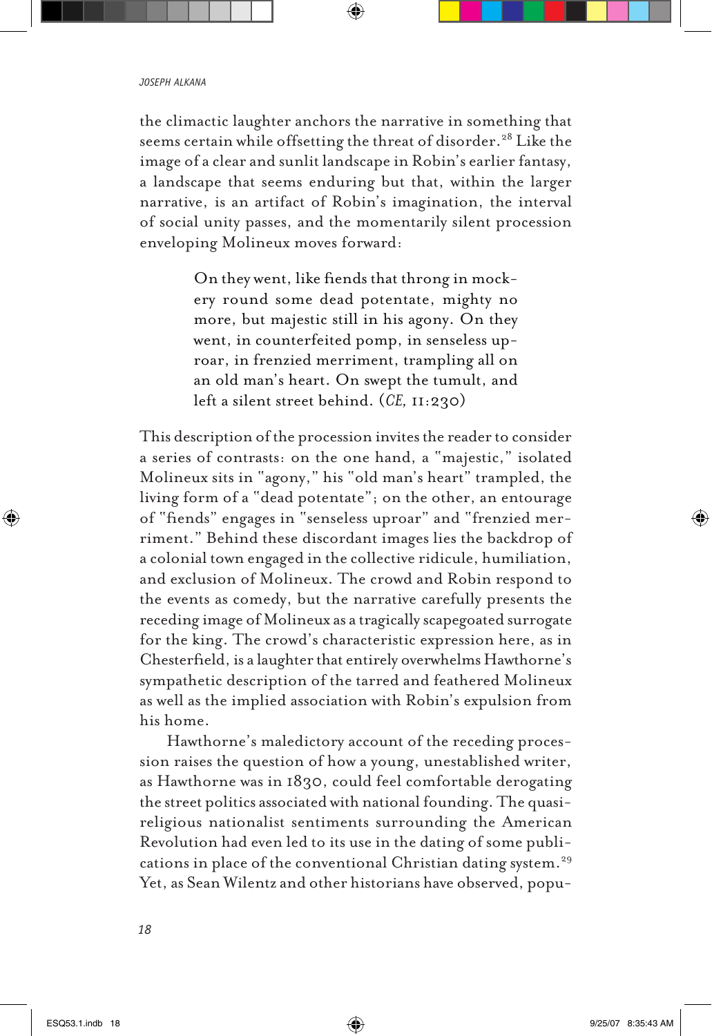the climactic laughter anchors the narrative in something that seems certain while offsetting the threat of disorder.[28] Like the image of a clear and sunlit landscape in Robin's earlier fantasy, a landscape that seems enduring but that, within the larger narrative, is an artifact of Robin's imagination, the interval of social unity passes, and the momentarily silent procession enveloping Molineux moves forward:

> On they went, like fiends that throng in mockery round some dead potentate, mighty no more, but majestic still in his agony. On they went, in counterfeited pomp, in senseless uproar, in frenzied merriment, trampling all on an old man's heart. On swept the tumult, and left a silent street behind. (*CE,* 11:230)

This description of the procession invites the reader to consider a series of contrasts: on the one hand, a "majestic," isolated Molineux sits in "agony," his "old man's heart" trampled, the living form of a "dead potentate"; on the other, an entourage of "fiends" engages in "senseless uproar" and "frenzied merriment." Behind these discordant images lies the backdrop of a colonial town engaged in the collective ridicule, humiliation, and exclusion of Molineux. The crowd and Robin respond to the events as comedy, but the narrative carefully presents the receding image of Molineux as a tragically scapegoated surrogate for the king. The crowd's characteristic expression here, as in Chesterfield, is a laughter that entirely overwhelms Hawthorne's sympathetic description of the tarred and feathered Molineux as well as the implied association with Robin's expulsion from his home.

Hawthorne's maledictory account of the receding procession raises the question of how a young, unestablished writer, as Hawthorne was in 1830, could feel comfortable derogating the street politics associated with national founding. The quasi-religious nationalist sentiments surrounding the American Revolution had even led to its use in the dating of some publications in place of the conventional Christian dating system.[29] Yet, as Sean Wilentz and other historians have observed, popu-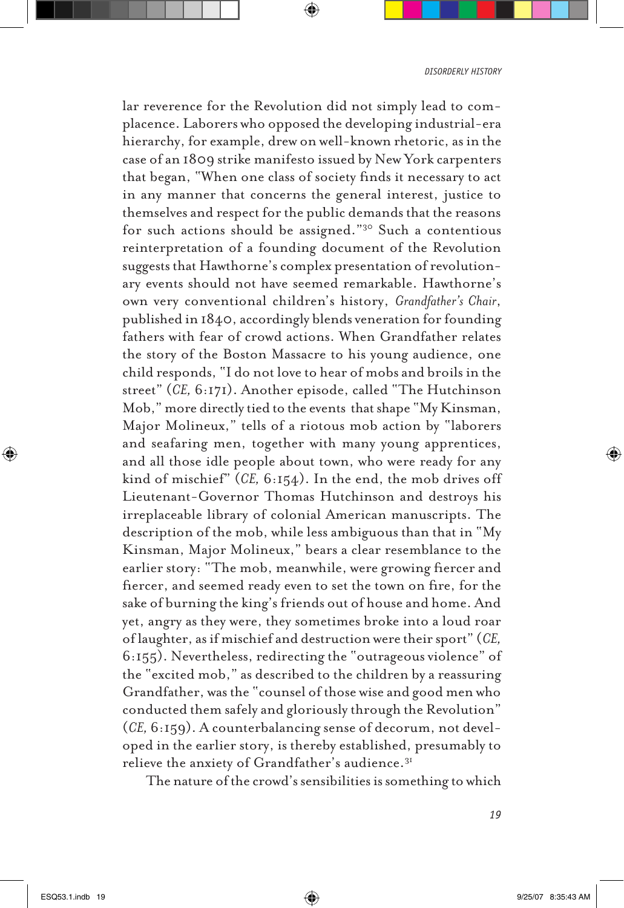lar reverence for the Revolution did not simply lead to complacence. Laborers who opposed the developing industrial-era hierarchy, for example, drew on well-known rhetoric, as in the case of an 1809 strike manifesto issued by New York carpenters that began, "When one class of society finds it necessary to act in any manner that concerns the general interest, justice to themselves and respect for the public demands that the reasons for such actions should be assigned."[30] Such a contentious reinterpretation of a founding document of the Revolution suggests that Hawthorne's complex presentation of revolutionary events should not have seemed remarkable. Hawthorne's own very conventional children's history, *Grandfather's Chair*, published in 1840, accordingly blends veneration for founding fathers with fear of crowd actions. When Grandfather relates the story of the Boston Massacre to his young audience, one child responds, "I do not love to hear of mobs and broils in the street" (*CE,* 6:171). Another episode, called "The Hutchinson Mob," more directly tied to the events that shape "My Kinsman, Major Molineux," tells of a riotous mob action by "laborers and seafaring men, together with many young apprentices, and all those idle people about town, who were ready for any kind of mischief" (*CE,* 6:154). In the end, the mob drives off Lieutenant-Governor Thomas Hutchinson and destroys his irreplaceable library of colonial American manuscripts. The description of the mob, while less ambiguous than that in "My Kinsman, Major Molineux," bears a clear resemblance to the earlier story: "The mob, meanwhile, were growing fiercer and fiercer, and seemed ready even to set the town on fire, for the sake of burning the king's friends out of house and home. And yet, angry as they were, they sometimes broke into a loud roar of laughter, as if mischief and destruction were their sport" (*CE,* 6:155). Nevertheless, redirecting the "outrageous violence" of the "excited mob," as described to the children by a reassuring Grandfather, was the "counsel of those wise and good men who conducted them safely and gloriously through the Revolution" (*CE,* 6:159). A counterbalancing sense of decorum, not developed in the earlier story, is thereby established, presumably to relieve the anxiety of Grandfather's audience.[31]

The nature of the crowd's sensibilities is something to which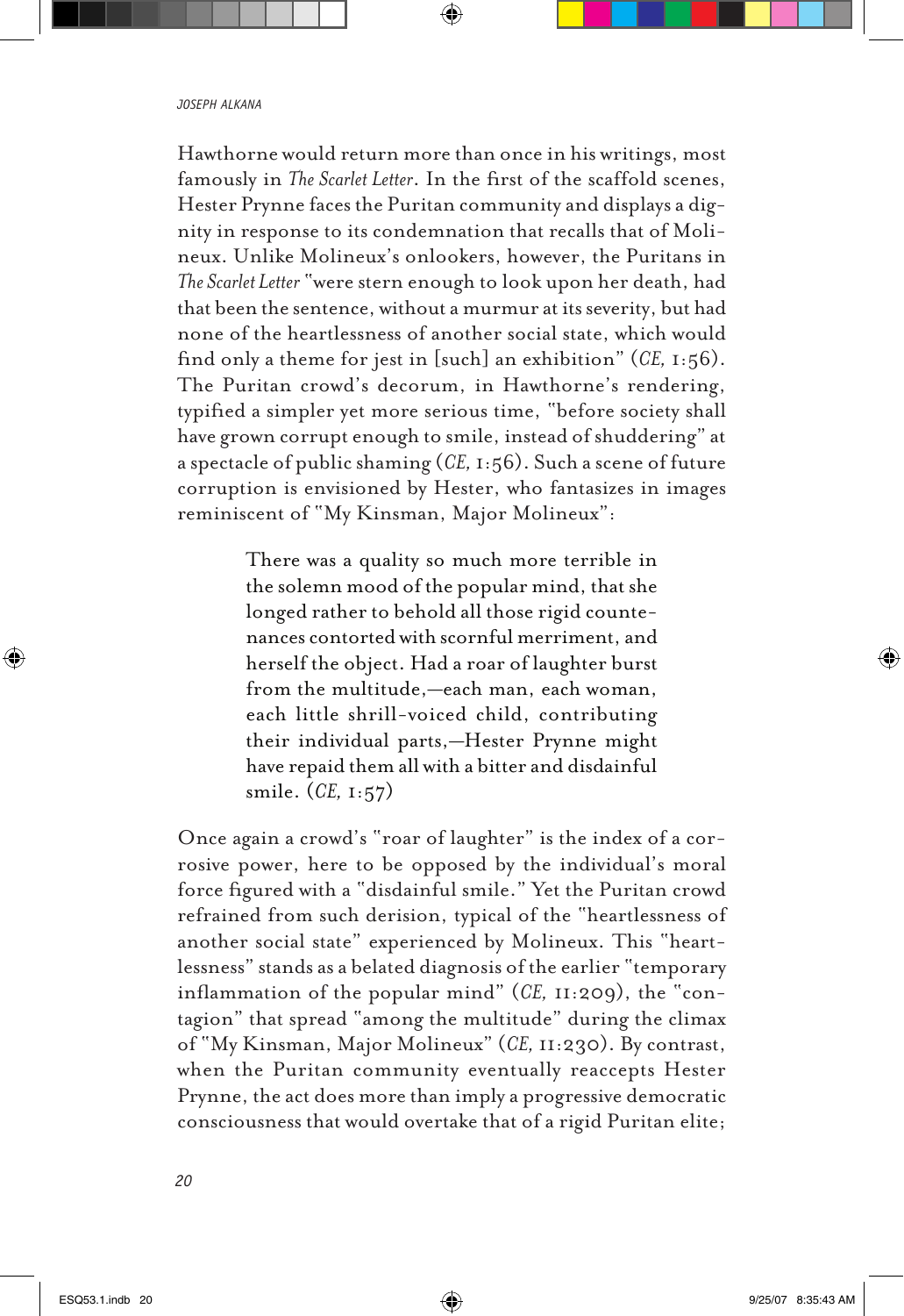Hawthorne would return more than once in his writings, most famously in *The Scarlet Letter*. In the first of the scaffold scenes, Hester Prynne faces the Puritan community and displays a dignity in response to its condemnation that recalls that of Molineux. Unlike Molineux's onlookers, however, the Puritans in *The Scarlet Letter* "were stern enough to look upon her death, had that been the sentence, without a murmur at its severity, but had none of the heartlessness of another social state, which would find only a theme for jest in [such] an exhibition" (*CE,* 1:56). The Puritan crowd's decorum, in Hawthorne's rendering, typified a simpler yet more serious time, "before society shall have grown corrupt enough to smile, instead of shuddering" at a spectacle of public shaming (*CE,* 1:56). Such a scene of future corruption is envisioned by Hester, who fantasizes in images reminiscent of "My Kinsman, Major Molineux":

> There was a quality so much more terrible in the solemn mood of the popular mind, that she longed rather to behold all those rigid countenances contorted with scornful merriment, and herself the object. Had a roar of laughter burst from the multitude,—each man, each woman, each little shrill-voiced child, contributing their individual parts,—Hester Prynne might have repaid them all with a bitter and disdainful smile. (*CE,* 1:57)

Once again a crowd's "roar of laughter" is the index of a corrosive power, here to be opposed by the individual's moral force figured with a "disdainful smile." Yet the Puritan crowd refrained from such derision, typical of the "heartlessness of another social state" experienced by Molineux. This "heartlessness" stands as a belated diagnosis of the earlier "temporary inflammation of the popular mind" (*CE,* 11:209), the "contagion" that spread "among the multitude" during the climax of "My Kinsman, Major Molineux" (*CE,* 11:230). By contrast, when the Puritan community eventually reaccepts Hester Prynne, the act does more than imply a progressive democratic consciousness that would overtake that of a rigid Puritan elite;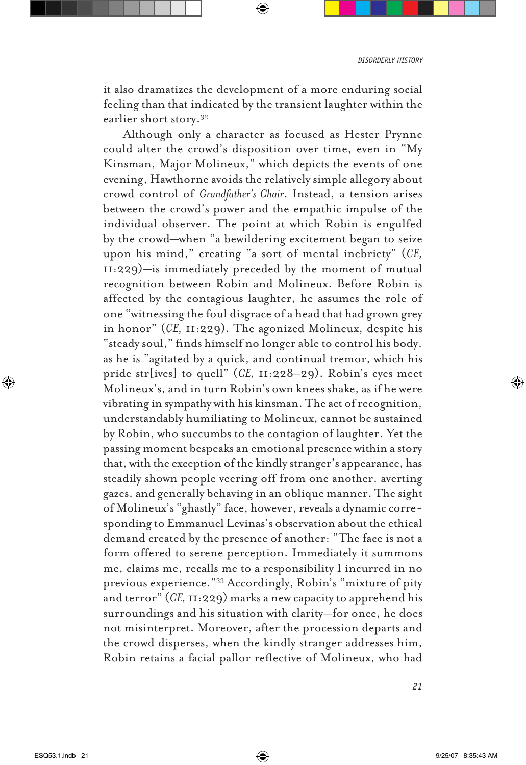it also dramatizes the development of a more enduring social feeling than that indicated by the transient laughter within the earlier short story.[32]

Although only a character as focused as Hester Prynne could alter the crowd's disposition over time, even in "My Kinsman, Major Molineux," which depicts the events of one evening, Hawthorne avoids the relatively simple allegory about crowd control of *Grandfather's Chair*. Instead, a tension arises between the crowd's power and the empathic impulse of the individual observer. The point at which Robin is engulfed by the crowd—when "a bewildering excitement began to seize upon his mind," creating "a sort of mental inebriety" (*CE,* II:229)—is immediately preceded by the moment of mutual recognition between Robin and Molineux. Before Robin is affected by the contagious laughter, he assumes the role of one "witnessing the foul disgrace of a head that had grown grey in honor" (*CE,* II:229). The agonized Molineux, despite his "steady soul," finds himself no longer able to control his body, as he is "agitated by a quick, and continual tremor, which his pride str[ives] to quell" (*CE,* II:228–29). Robin's eyes meet Molineux's, and in turn Robin's own knees shake, as if he were vibrating in sympathy with his kinsman. The act of recognition, understandably humiliating to Molineux, cannot be sustained by Robin, who succumbs to the contagion of laughter. Yet the passing moment bespeaks an emotional presence within a story that, with the exception of the kindly stranger's appearance, has steadily shown people veering off from one another, averting gazes, and generally behaving in an oblique manner. The sight of Molineux's "ghastly" face, however, reveals a dynamic corresponding to Emmanuel Levinas's observation about the ethical demand created by the presence of another: "The face is not a form offered to serene perception. Immediately it summons me, claims me, recalls me to a responsibility I incurred in no previous experience."[33] Accordingly, Robin's "mixture of pity and terror" (*CE,* II:229) marks a new capacity to apprehend his surroundings and his situation with clarity—for once, he does not misinterpret. Moreover, after the procession departs and the crowd disperses, when the kindly stranger addresses him, Robin retains a facial pallor reflective of Molineux, who had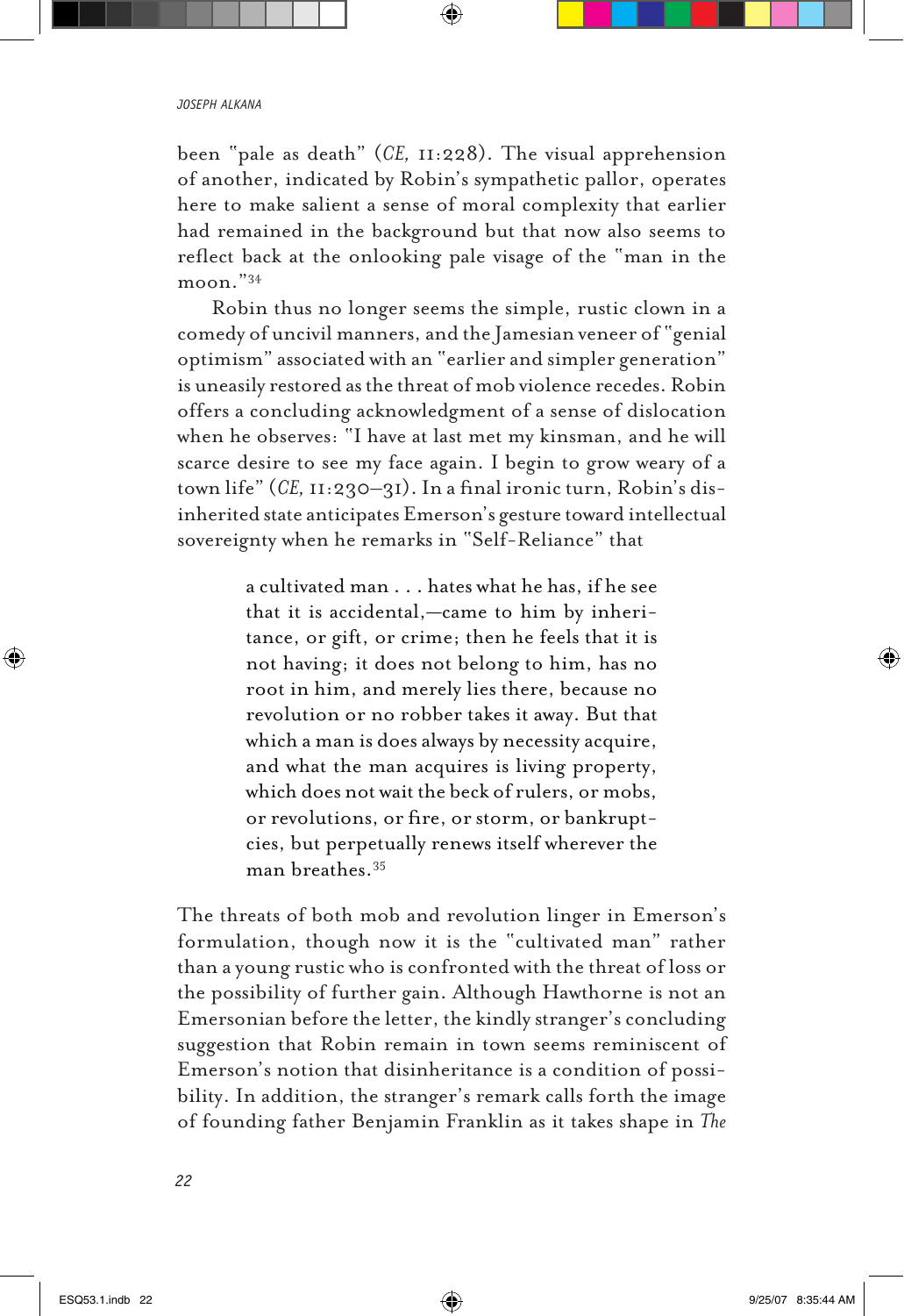been "pale as death" (*CE,* 11:228). The visual apprehension of another, indicated by Robin's sympathetic pallor, operates here to make salient a sense of moral complexity that earlier had remained in the background but that now also seems to reflect back at the onlooking pale visage of the "man in the moon."[34]

Robin thus no longer seems the simple, rustic clown in a comedy of uncivil manners, and the Jamesian veneer of "genial optimism" associated with an "earlier and simpler generation" is uneasily restored as the threat of mob violence recedes. Robin offers a concluding acknowledgment of a sense of dislocation when he observes: "I have at last met my kinsman, and he will scarce desire to see my face again. I begin to grow weary of a town life" (*CE,* 11:230–31). In a final ironic turn, Robin's disinherited state anticipates Emerson's gesture toward intellectual sovereignty when he remarks in "Self-Reliance" that

> a cultivated man . . . hates what he has, if he see that it is accidental,—came to him by inheritance, or gift, or crime; then he feels that it is not having; it does not belong to him, has no root in him, and merely lies there, because no revolution or no robber takes it away. But that which a man is does always by necessity acquire, and what the man acquires is living property, which does not wait the beck of rulers, or mobs, or revolutions, or fire, or storm, or bankruptcies, but perpetually renews itself wherever the man breathes.[35]

The threats of both mob and revolution linger in Emerson's formulation, though now it is the "cultivated man" rather than a young rustic who is confronted with the threat of loss or the possibility of further gain. Although Hawthorne is not an Emersonian before the letter, the kindly stranger's concluding suggestion that Robin remain in town seems reminiscent of Emerson's notion that disinheritance is a condition of possibility. In addition, the stranger's remark calls forth the image of founding father Benjamin Franklin as it takes shape in *The*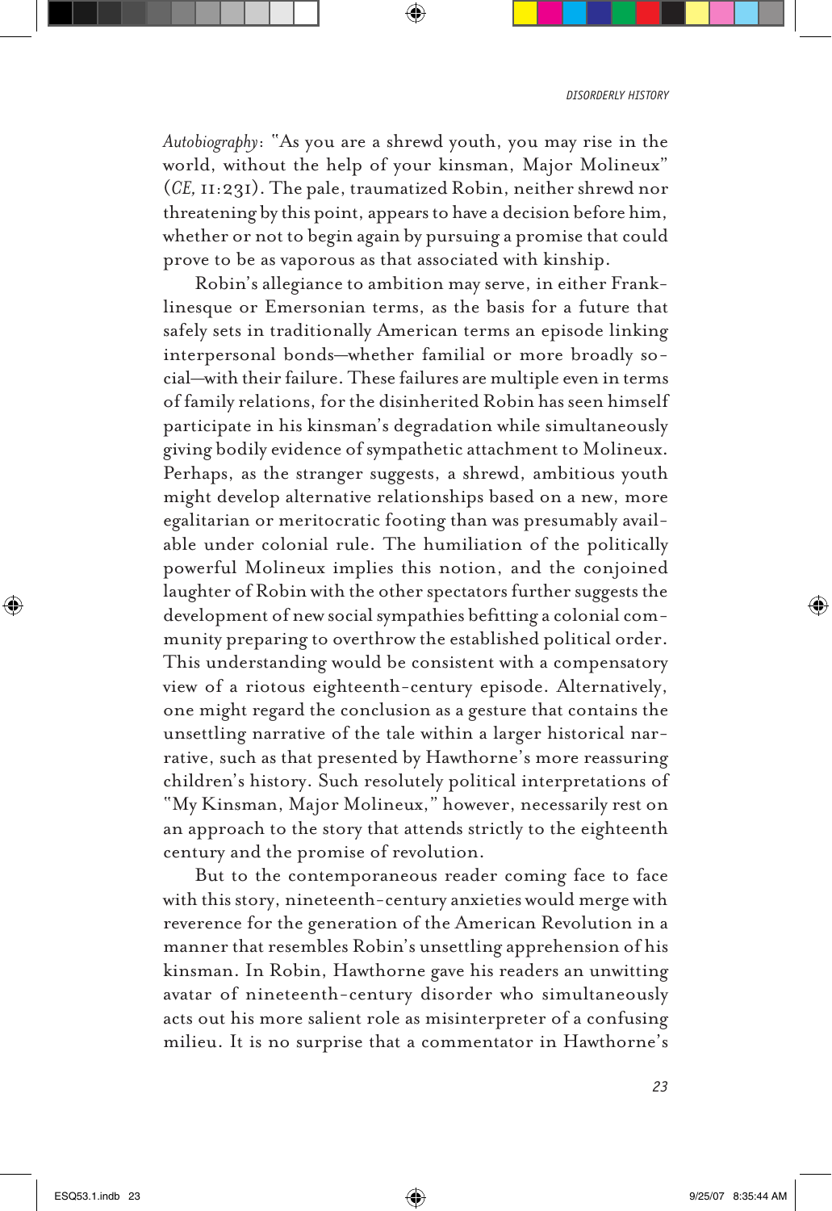*Autobiography*: "As you are a shrewd youth, you may rise in the world, without the help of your kinsman, Major Molineux" (*CE*, 11:231). The pale, traumatized Robin, neither shrewd nor threatening by this point, appears to have a decision before him, whether or not to begin again by pursuing a promise that could prove to be as vaporous as that associated with kinship.

Robin's allegiance to ambition may serve, in either Franklinesque or Emersonian terms, as the basis for a future that safely sets in traditionally American terms an episode linking interpersonal bonds—whether familial or more broadly social—with their failure. These failures are multiple even in terms of family relations, for the disinherited Robin has seen himself participate in his kinsman's degradation while simultaneously giving bodily evidence of sympathetic attachment to Molineux. Perhaps, as the stranger suggests, a shrewd, ambitious youth might develop alternative relationships based on a new, more egalitarian or meritocratic footing than was presumably available under colonial rule. The humiliation of the politically powerful Molineux implies this notion, and the conjoined laughter of Robin with the other spectators further suggests the development of new social sympathies befitting a colonial community preparing to overthrow the established political order. This understanding would be consistent with a compensatory view of a riotous eighteenth-century episode. Alternatively, one might regard the conclusion as a gesture that contains the unsettling narrative of the tale within a larger historical narrative, such as that presented by Hawthorne's more reassuring children's history. Such resolutely political interpretations of "My Kinsman, Major Molineux," however, necessarily rest on an approach to the story that attends strictly to the eighteenth century and the promise of revolution.

But to the contemporaneous reader coming face to face with this story, nineteenth-century anxieties would merge with reverence for the generation of the American Revolution in a manner that resembles Robin's unsettling apprehension of his kinsman. In Robin, Hawthorne gave his readers an unwitting avatar of nineteenth-century disorder who simultaneously acts out his more salient role as misinterpreter of a confusing milieu. It is no surprise that a commentator in Hawthorne's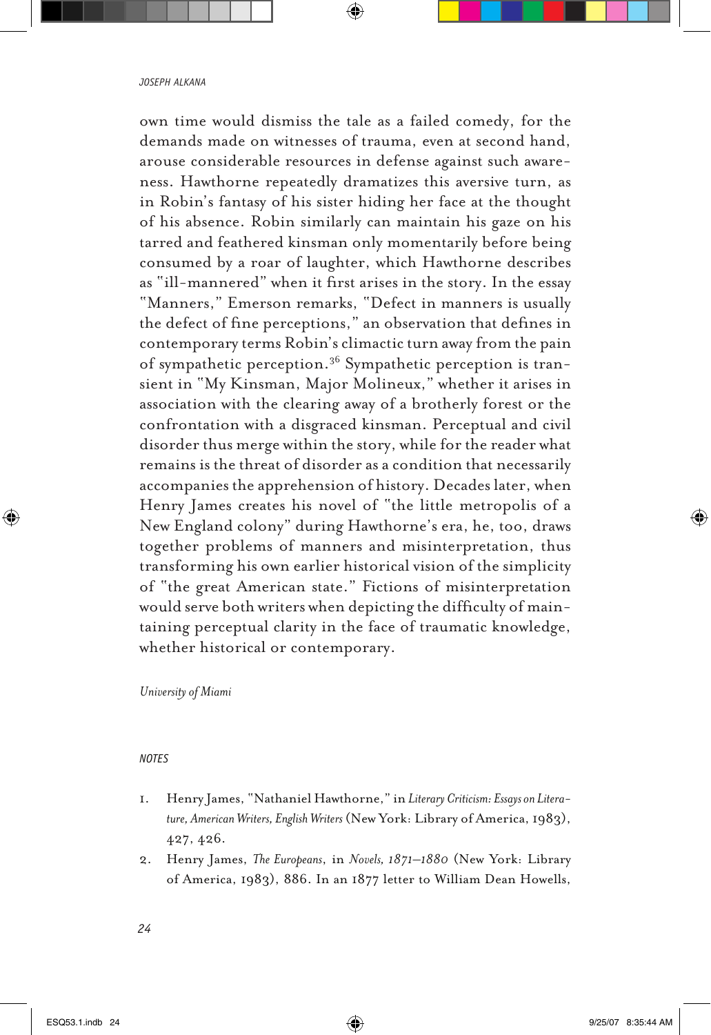own time would dismiss the tale as a failed comedy, for the demands made on witnesses of trauma, even at second hand, arouse considerable resources in defense against such awareness. Hawthorne repeatedly dramatizes this aversive turn, as in Robin's fantasy of his sister hiding her face at the thought of his absence. Robin similarly can maintain his gaze on his tarred and feathered kinsman only momentarily before being consumed by a roar of laughter, which Hawthorne describes as "ill-mannered" when it first arises in the story. In the essay "Manners," Emerson remarks, "Defect in manners is usually the defect of fine perceptions," an observation that defines in contemporary terms Robin's climactic turn away from the pain of sympathetic perception.[36] Sympathetic perception is transient in "My Kinsman, Major Molineux," whether it arises in association with the clearing away of a brotherly forest or the confrontation with a disgraced kinsman. Perceptual and civil disorder thus merge within the story, while for the reader what remains is the threat of disorder as a condition that necessarily accompanies the apprehension of history. Decades later, when Henry James creates his novel of "the little metropolis of a New England colony" during Hawthorne's era, he, too, draws together problems of manners and misinterpretation, thus transforming his own earlier historical vision of the simplicity of "the great American state." Fictions of misinterpretation would serve both writers when depicting the difficulty of maintaining perceptual clarity in the face of traumatic knowledge, whether historical or contemporary.

*University of Miami*

## NOTES

1. Henry James, "Nathaniel Hawthorne," in *Literary Criticism: Essays on Literature, American Writers, English Writers* (New York: Library of America, 1983), 427, 426.
2. Henry James, *The Europeans*, in *Novels, 1871–1880* (New York: Library of America, 1983), 886. In an 1877 letter to William Dean Howells,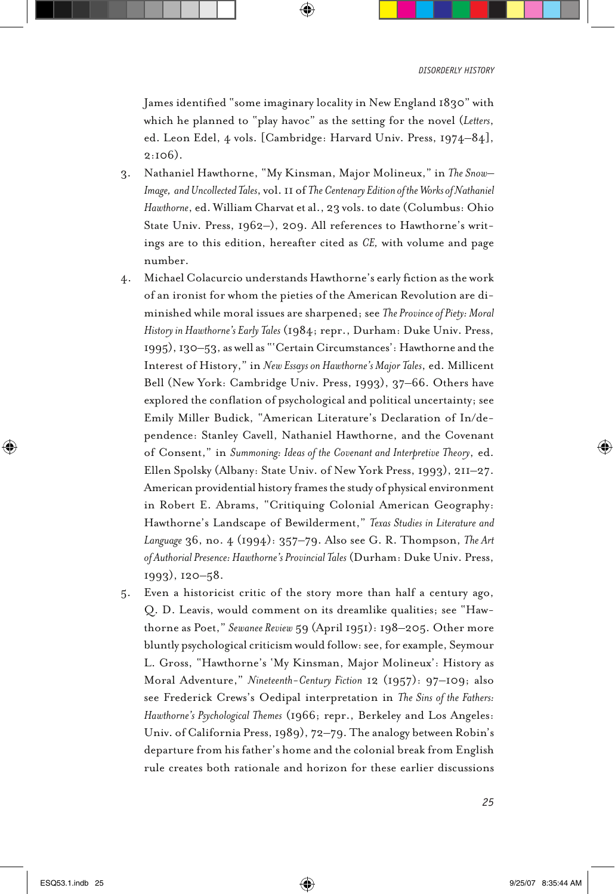James identified "some imaginary locality in New England 1830" with which he planned to "play havoc" as the setting for the novel (*Letters*, ed. Leon Edel, 4 vols. [Cambridge: Harvard Univ. Press, 1974–84], 2:106).

3. Nathaniel Hawthorne, "My Kinsman, Major Molineux," in *The Snow–Image, and Uncollected Tales*, vol. 11 of *The Centenary Edition of the Works of Nathaniel Hawthorne*, ed. William Charvat et al., 23 vols. to date (Columbus: Ohio State Univ. Press, 1962–), 209. All references to Hawthorne's writings are to this edition, hereafter cited as *CE*, with volume and page number.

4. Michael Colacurcio understands Hawthorne's early fiction as the work of an ironist for whom the pieties of the American Revolution are diminished while moral issues are sharpened; see *The Province of Piety: Moral History in Hawthorne's Early Tales* (1984; repr., Durham: Duke Univ. Press, 1995), 130–53, as well as "'Certain Circumstances': Hawthorne and the Interest of History," in *New Essays on Hawthorne's Major Tales*, ed. Millicent Bell (New York: Cambridge Univ. Press, 1993), 37–66. Others have explored the conflation of psychological and political uncertainty; see Emily Miller Budick, "American Literature's Declaration of In/dependence: Stanley Cavell, Nathaniel Hawthorne, and the Covenant of Consent," in *Summoning: Ideas of the Covenant and Interpretive Theory*, ed. Ellen Spolsky (Albany: State Univ. of New York Press, 1993), 211–27. American providential history frames the study of physical environment in Robert E. Abrams, "Critiquing Colonial American Geography: Hawthorne's Landscape of Bewilderment," *Texas Studies in Literature and Language* 36, no. 4 (1994): 357–79. Also see G. R. Thompson, *The Art of Authorial Presence: Hawthorne's Provincial Tales* (Durham: Duke Univ. Press, 1993), 120–58.

5. Even a historicist critic of the story more than half a century ago, Q. D. Leavis, would comment on its dreamlike qualities; see "Hawthorne as Poet," *Sewanee Review* 59 (April 1951): 198–205. Other more bluntly psychological criticism would follow: see, for example, Seymour L. Gross, "Hawthorne's 'My Kinsman, Major Molineux': History as Moral Adventure," *Nineteenth-Century Fiction* 12 (1957): 97–109; also see Frederick Crews's Oedipal interpretation in *The Sins of the Fathers: Hawthorne's Psychological Themes* (1966; repr., Berkeley and Los Angeles: Univ. of California Press, 1989), 72–79. The analogy between Robin's departure from his father's home and the colonial break from English rule creates both rationale and horizon for these earlier discussions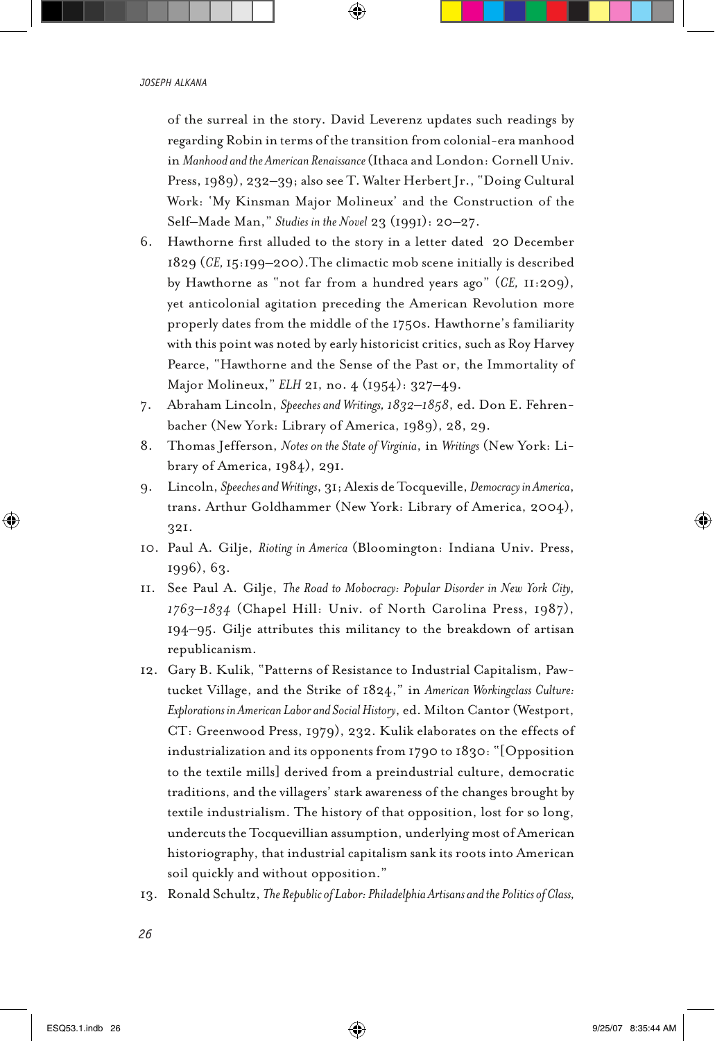of the surreal in the story. David Leverenz updates such readings by regarding Robin in terms of the transition from colonial-era manhood in *Manhood and the American Renaissance* (Ithaca and London: Cornell Univ. Press, 1989), 232–39; also see T. Walter Herbert Jr., "Doing Cultural Work: 'My Kinsman Major Molineux' and the Construction of the Self–Made Man," *Studies in the Novel* 23 (1991): 20–27.

6. Hawthorne first alluded to the story in a letter dated 20 December 1829 (*CE*, 15:199–200). The climactic mob scene initially is described by Hawthorne as "not far from a hundred years ago" (*CE*, 11:209), yet anticolonial agitation preceding the American Revolution more properly dates from the middle of the 1750s. Hawthorne's familiarity with this point was noted by early historicist critics, such as Roy Harvey Pearce, "Hawthorne and the Sense of the Past or, the Immortality of Major Molineux," *ELH* 21, no. 4 (1954): 327–49.
7. Abraham Lincoln, *Speeches and Writings, 1832–1858*, ed. Don E. Fehrenbacher (New York: Library of America, 1989), 28, 29.
8. Thomas Jefferson, *Notes on the State of Virginia*, in *Writings* (New York: Library of America, 1984), 291.
9. Lincoln, *Speeches and Writings*, 31; Alexis de Tocqueville, *Democracy in America*, trans. Arthur Goldhammer (New York: Library of America, 2004), 321.
10. Paul A. Gilje, *Rioting in America* (Bloomington: Indiana Univ. Press, 1996), 63.
11. See Paul A. Gilje, *The Road to Mobocracy: Popular Disorder in New York City, 1763–1834* (Chapel Hill: Univ. of North Carolina Press, 1987), 194–95. Gilje attributes this militancy to the breakdown of artisan republicanism.
12. Gary B. Kulik, "Patterns of Resistance to Industrial Capitalism, Pawtucket Village, and the Strike of 1824," in *American Workingclass Culture: Explorations in American Labor and Social History*, ed. Milton Cantor (Westport, CT: Greenwood Press, 1979), 232. Kulik elaborates on the effects of industrialization and its opponents from 1790 to 1830: "[Opposition to the textile mills] derived from a preindustrial culture, democratic traditions, and the villagers' stark awareness of the changes brought by textile industrialism. The history of that opposition, lost for so long, undercuts the Tocquevillian assumption, underlying most of American historiography, that industrial capitalism sank its roots into American soil quickly and without opposition."
13. Ronald Schultz, *The Republic of Labor: Philadelphia Artisans and the Politics of Class,*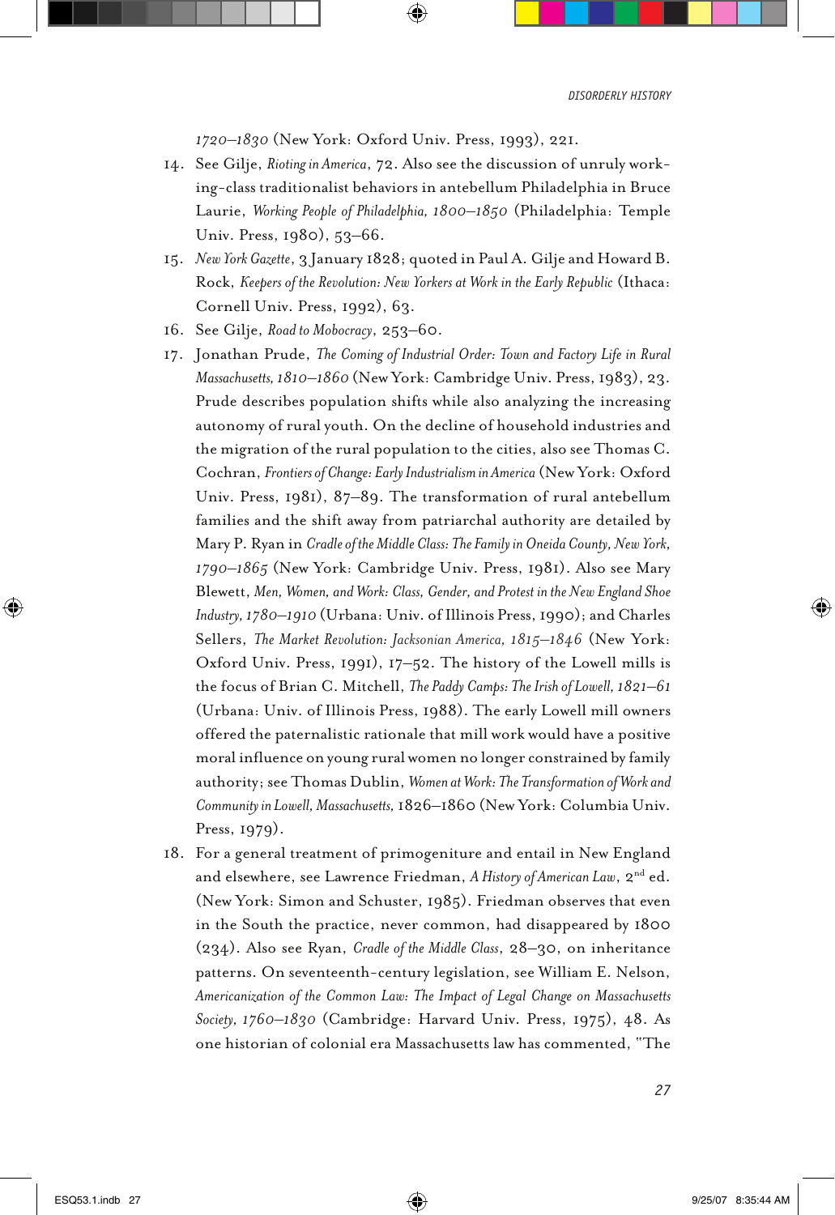*1720–1830* (New York: Oxford Univ. Press, 1993), 221.

14. See Gilje, *Rioting in America*, 72. Also see the discussion of unruly working-class traditionalist behaviors in antebellum Philadelphia in Bruce Laurie, *Working People of Philadelphia, 1800–1850* (Philadelphia: Temple Univ. Press, 1980), 53–66.
15. *New York Gazette*, 3 January 1828; quoted in Paul A. Gilje and Howard B. Rock, *Keepers of the Revolution: New Yorkers at Work in the Early Republic* (Ithaca: Cornell Univ. Press, 1992), 63.
16. See Gilje, *Road to Mobocracy*, 253–60.
17. Jonathan Prude, *The Coming of Industrial Order: Town and Factory Life in Rural Massachusetts, 1810–1860* (New York: Cambridge Univ. Press, 1983), 23. Prude describes population shifts while also analyzing the increasing autonomy of rural youth. On the decline of household industries and the migration of the rural population to the cities, also see Thomas C. Cochran, *Frontiers of Change: Early Industrialism in America* (New York: Oxford Univ. Press, 1981), 87–89. The transformation of rural antebellum families and the shift away from patriarchal authority are detailed by Mary P. Ryan in *Cradle of the Middle Class: The Family in Oneida County, New York, 1790–1865* (New York: Cambridge Univ. Press, 1981). Also see Mary Blewett, *Men, Women, and Work: Class, Gender, and Protest in the New England Shoe Industry, 1780–1910* (Urbana: Univ. of Illinois Press, 1990); and Charles Sellers, *The Market Revolution: Jacksonian America, 1815–1846* (New York: Oxford Univ. Press, 1991), 17–52. The history of the Lowell mills is the focus of Brian C. Mitchell, *The Paddy Camps: The Irish of Lowell, 1821–61* (Urbana: Univ. of Illinois Press, 1988). The early Lowell mill owners offered the paternalistic rationale that mill work would have a positive moral influence on young rural women no longer constrained by family authority; see Thomas Dublin, *Women at Work: The Transformation of Work and Community in Lowell, Massachusetts,* 1826–1860 (New York: Columbia Univ. Press, 1979).
18. For a general treatment of primogeniture and entail in New England and elsewhere, see Lawrence Friedman, *A History of American Law*, 2nd ed. (New York: Simon and Schuster, 1985). Friedman observes that even in the South the practice, never common, had disappeared by 1800 (234). Also see Ryan, *Cradle of the Middle Class*, 28–30, on inheritance patterns. On seventeenth-century legislation, see William E. Nelson, *Americanization of the Common Law: The Impact of Legal Change on Massachusetts Society, 1760–1830* (Cambridge: Harvard Univ. Press, 1975), 48. As one historian of colonial era Massachusetts law has commented, "The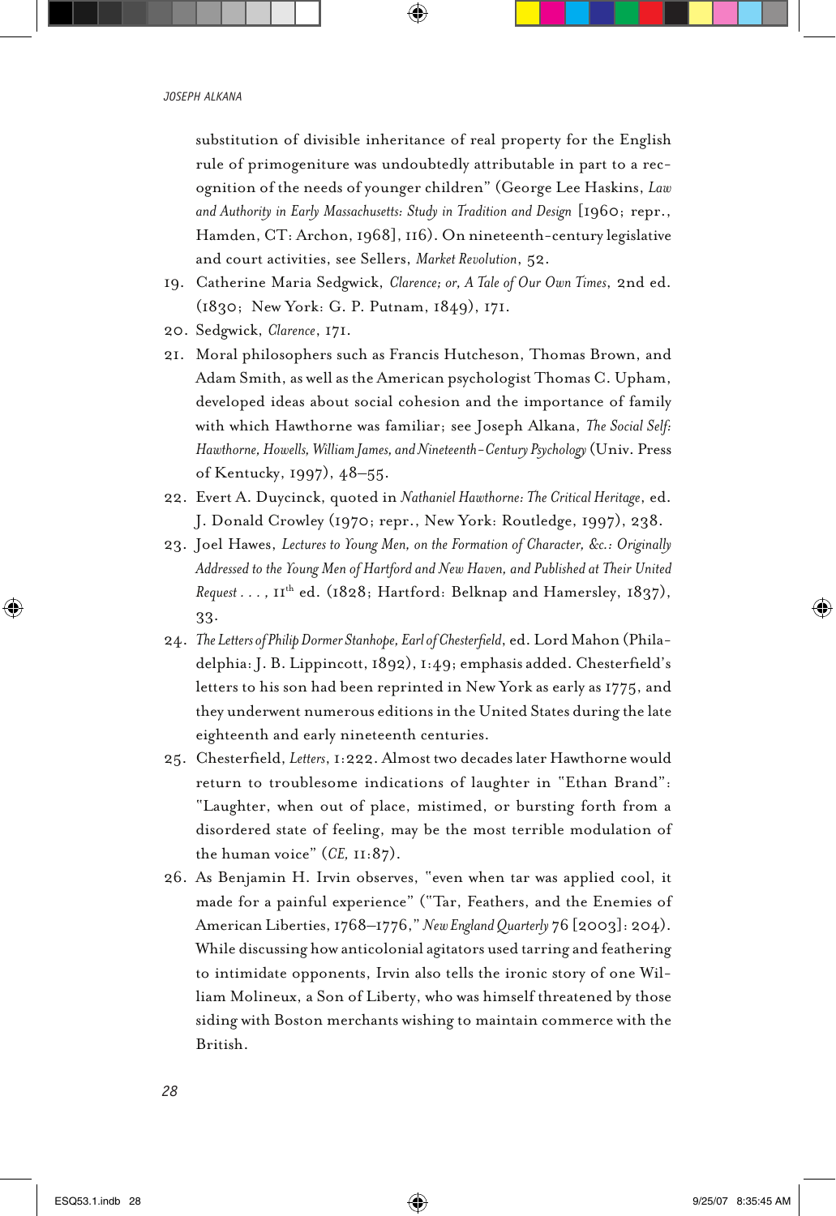substitution of divisible inheritance of real property for the English rule of primogeniture was undoubtedly attributable in part to a recognition of the needs of younger children" (George Lee Haskins, *Law and Authority in Early Massachusetts: Study in Tradition and Design* [1960; repr., Hamden, CT: Archon, 1968], 116). On nineteenth-century legislative and court activities, see Sellers, *Market Revolution*, 52.

19. Catherine Maria Sedgwick, *Clarence; or, A Tale of Our Own Times*, 2nd ed. (1830; New York: G. P. Putnam, 1849), 171.
20. Sedgwick, *Clarence*, 171.
21. Moral philosophers such as Francis Hutcheson, Thomas Brown, and Adam Smith, as well as the American psychologist Thomas C. Upham, developed ideas about social cohesion and the importance of family with which Hawthorne was familiar; see Joseph Alkana, *The Social Self: Hawthorne, Howells, William James, and Nineteenth-Century Psychology* (Univ. Press of Kentucky, 1997), 48–55.
22. Evert A. Duycinck, quoted in *Nathaniel Hawthorne: The Critical Heritage*, ed. J. Donald Crowley (1970; repr., New York: Routledge, 1997), 238.
23. Joel Hawes, *Lectures to Young Men, on the Formation of Character, &c.: Originally Addressed to the Young Men of Hartford and New Haven, and Published at Their United Request . . .*, 11th ed. (1828; Hartford: Belknap and Hamersley, 1837), 33.
24. *The Letters of Philip Dormer Stanhope, Earl of Chesterfield*, ed. Lord Mahon (Philadelphia: J. B. Lippincott, 1892), 1:49; emphasis added. Chesterfield's letters to his son had been reprinted in New York as early as 1775, and they underwent numerous editions in the United States during the late eighteenth and early nineteenth centuries.
25. Chesterfield, *Letters*, 1:222. Almost two decades later Hawthorne would return to troublesome indications of laughter in "Ethan Brand": "Laughter, when out of place, mistimed, or bursting forth from a disordered state of feeling, may be the most terrible modulation of the human voice" (*CE*, 11:87).
26. As Benjamin H. Irvin observes, "even when tar was applied cool, it made for a painful experience" ("Tar, Feathers, and the Enemies of American Liberties, 1768–1776," *New England Quarterly* 76 [2003]: 204). While discussing how anticolonial agitators used tarring and feathering to intimidate opponents, Irvin also tells the ironic story of one William Molineux, a Son of Liberty, who was himself threatened by those siding with Boston merchants wishing to maintain commerce with the British.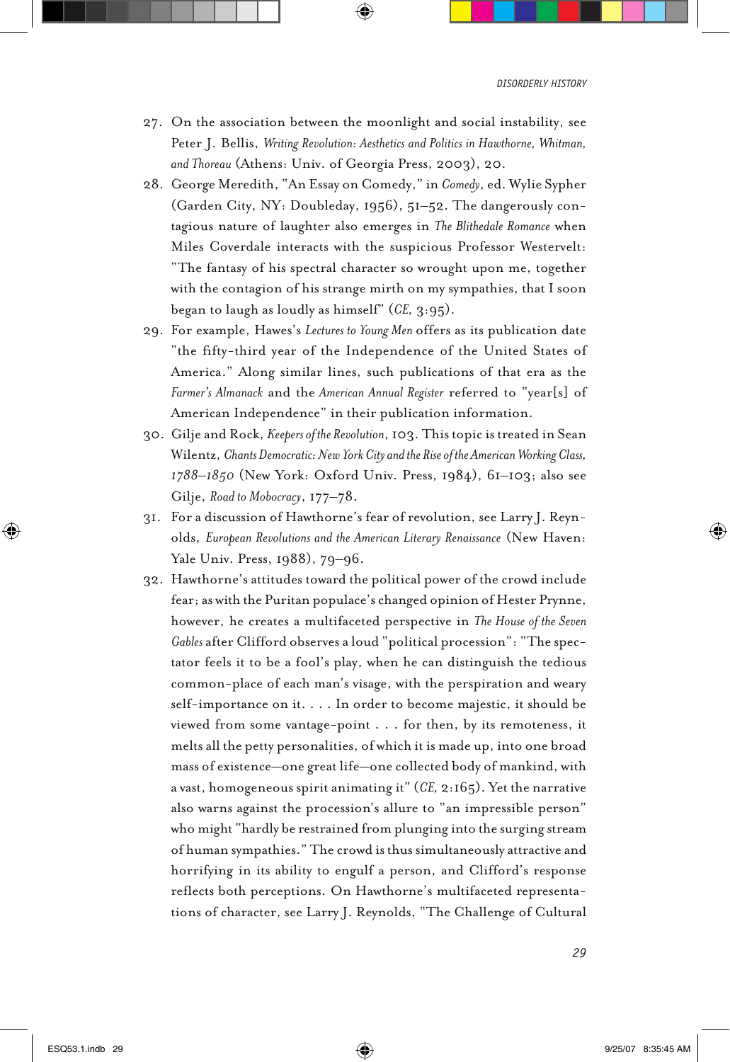27. On the association between the moonlight and social instability, see Peter J. Bellis, *Writing Revolution: Aesthetics and Politics in Hawthorne, Whitman, and Thoreau* (Athens: Univ. of Georgia Press, 2003), 20.
28. George Meredith, "An Essay on Comedy," in *Comedy*, ed. Wylie Sypher (Garden City, NY: Doubleday, 1956), 51–52. The dangerously contagious nature of laughter also emerges in *The Blithedale Romance* when Miles Coverdale interacts with the suspicious Professor Westervelt: "The fantasy of his spectral character so wrought upon me, together with the contagion of his strange mirth on my sympathies, that I soon began to laugh as loudly as himself" (*CE,* 3:95).
29. For example, Hawes's *Lectures to Young Men* offers as its publication date "the fifty-third year of the Independence of the United States of America." Along similar lines, such publications of that era as the *Farmer's Almanack* and the *American Annual Register* referred to "year[s] of American Independence" in their publication information.
30. Gilje and Rock, *Keepers of the Revolution*, 103. This topic is treated in Sean Wilentz, *Chants Democratic: New York City and the Rise of the American Working Class, 1788–1850* (New York: Oxford Univ. Press, 1984), 61–103; also see Gilje, *Road to Mobocracy*, 177–78.
31. For a discussion of Hawthorne's fear of revolution, see Larry J. Reynolds, *European Revolutions and the American Literary Renaissance* (New Haven: Yale Univ. Press, 1988), 79–96.
32. Hawthorne's attitudes toward the political power of the crowd include fear; as with the Puritan populace's changed opinion of Hester Prynne, however, he creates a multifaceted perspective in *The House of the Seven Gables* after Clifford observes a loud "political procession": "The spectator feels it to be a fool's play, when he can distinguish the tedious common-place of each man's visage, with the perspiration and weary self-importance on it. . . . In order to become majestic, it should be viewed from some vantage-point . . . for then, by its remoteness, it melts all the petty personalities, of which it is made up, into one broad mass of existence—one great life—one collected body of mankind, with a vast, homogeneous spirit animating it" (*CE,* 2:165). Yet the narrative also warns against the procession's allure to "an impressible person" who might "hardly be restrained from plunging into the surging stream of human sympathies." The crowd is thus simultaneously attractive and horrifying in its ability to engulf a person, and Clifford's response reflects both perceptions. On Hawthorne's multifaceted representations of character, see Larry J. Reynolds, "The Challenge of Cultural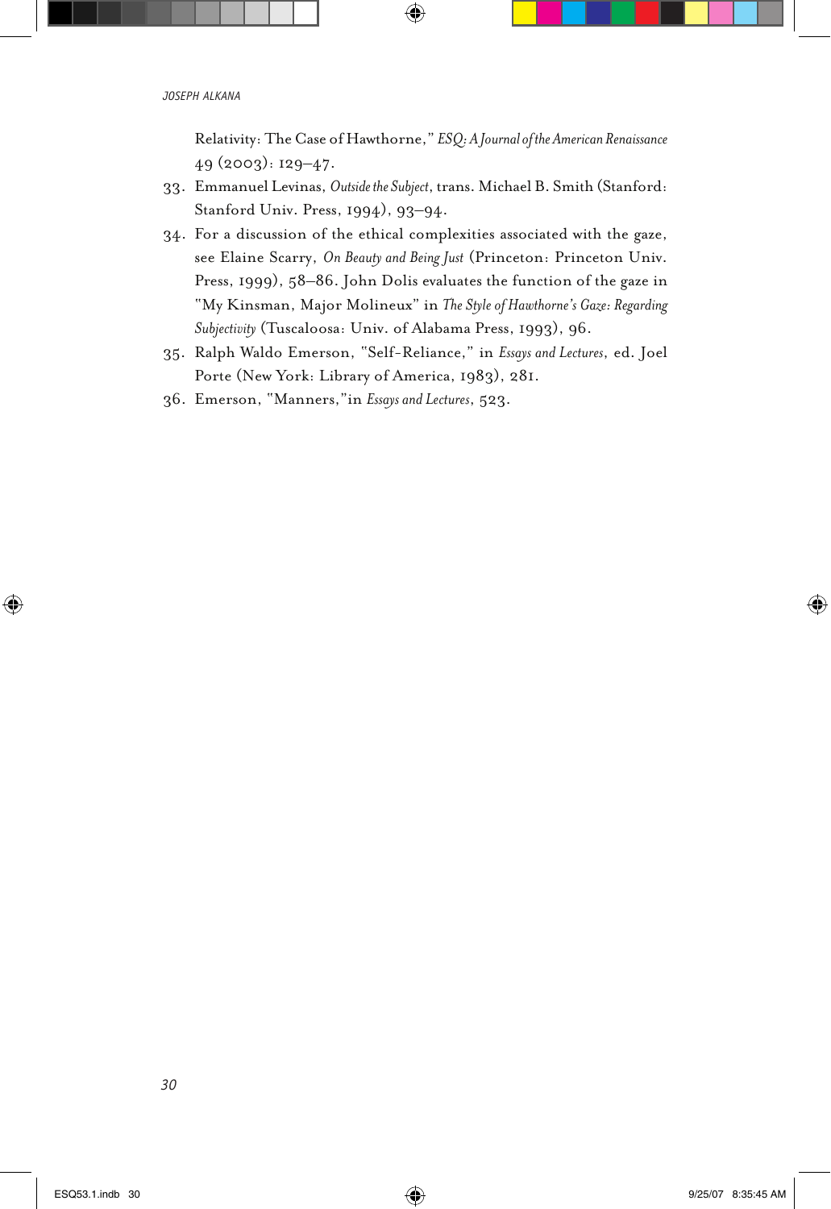Relativity: The Case of Hawthorne," *ESQ: A Journal of the American Renaissance* 49 (2003): 129–47.

33. Emmanuel Levinas, *Outside the Subject*, trans. Michael B. Smith (Stanford: Stanford Univ. Press, 1994), 93–94.
34. For a discussion of the ethical complexities associated with the gaze, see Elaine Scarry, *On Beauty and Being Just* (Princeton: Princeton Univ. Press, 1999), 58–86. John Dolis evaluates the function of the gaze in "My Kinsman, Major Molineux" in *The Style of Hawthorne's Gaze: Regarding Subjectivity* (Tuscaloosa: Univ. of Alabama Press, 1993), 96.
35. Ralph Waldo Emerson, "Self-Reliance," in *Essays and Lectures*, ed. Joel Porte (New York: Library of America, 1983), 281.
36. Emerson, "Manners,"in *Essays and Lectures*, 523.